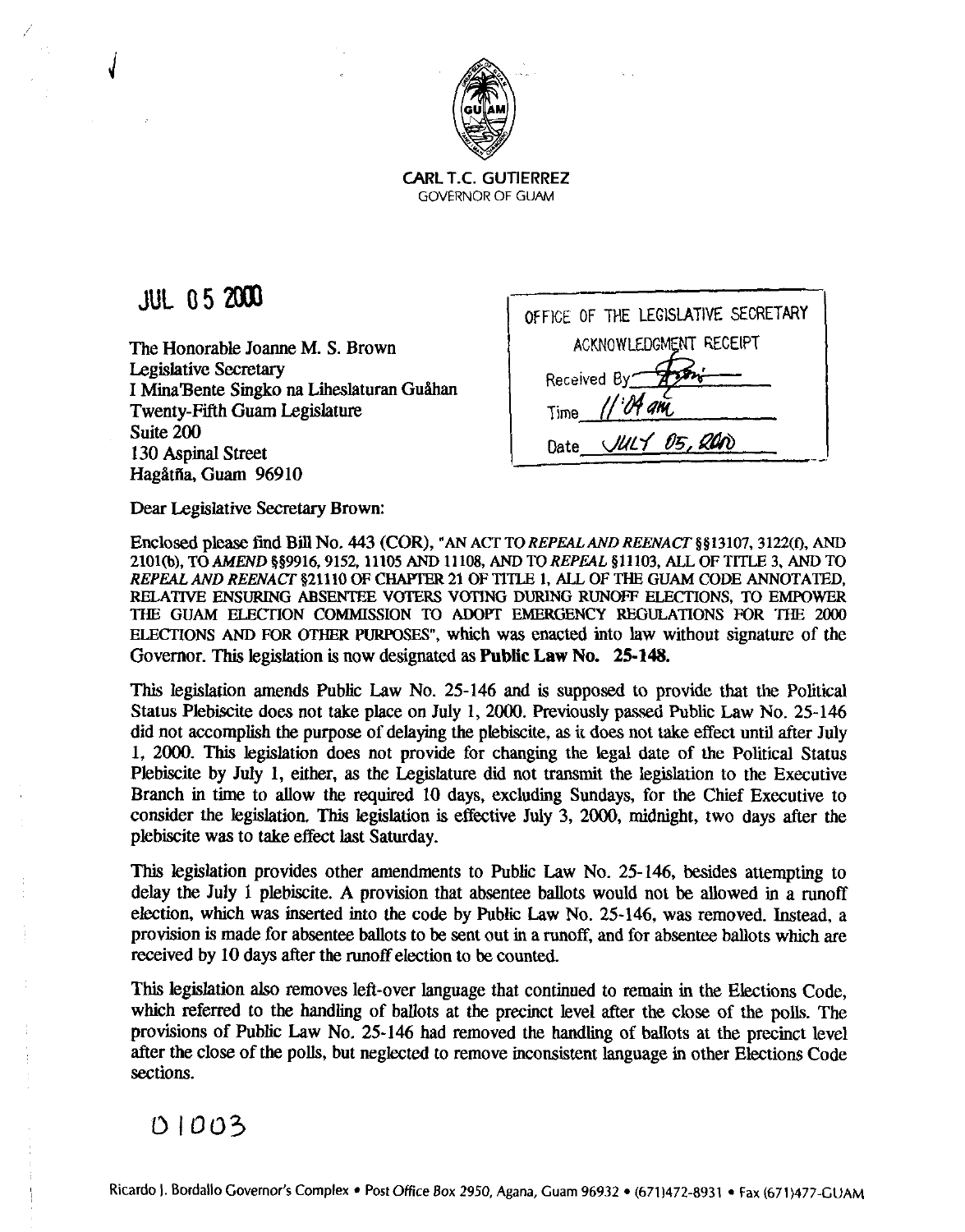**CARL T.C. GUTIERREZ**
GOVERNOR OF GUAM

JUL 05 2000

| OFFICE OF THE LEGISLATIVE SECRETARY |
| --- |
| ACKNOWLEDGMENT RECEIPT |
| Received By |
| Time 11:04 am |
| Date JULY 05, 2000 |

The Honorable Joanne M. S. Brown
Legislative Secretary
I Mina'Bente Singko na Liheslaturan Guåhan
Twenty-Fifth Guam Legislature
Suite 200
130 Aspinal Street
Hagåtña, Guam 96910

Dear Legislative Secretary Brown:

Enclosed please find Bill No. 443 (COR), "AN ACT TO *REPEAL AND REENACT* §§13107, 3122(f), AND 2101(b), TO *AMEND* §§9916, 9152, 11105 AND 11108, AND TO *REPEAL* §11103, ALL OF TITLE 3, AND TO *REPEAL AND REENACT* §21110 OF CHAPTER 21 OF TITLE 1, ALL OF THE GUAM CODE ANNOTATED, RELATIVE ENSURING ABSENTEE VOTERS VOTING DURING RUNOFF ELECTIONS, TO EMPOWER THE GUAM ELECTION COMMISSION TO ADOPT EMERGENCY REGULATIONS FOR THE 2000 ELECTIONS AND FOR OTHER PURPOSES", which was enacted into law without signature of the Governor. This legislation is now designated as **Public Law No. 25-148.**

This legislation amends Public Law No. 25-146 and is supposed to provide that the Political Status Plebiscite does not take place on July 1, 2000. Previously passed Public Law No. 25-146 did not accomplish the purpose of delaying the plebiscite, as it does not take effect until after July 1, 2000. This legislation does not provide for changing the legal date of the Political Status Plebiscite by July 1, either, as the Legislature did not transmit the legislation to the Executive Branch in time to allow the required 10 days, excluding Sundays, for the Chief Executive to consider the legislation. This legislation is effective July 3, 2000, midnight, two days after the plebiscite was to take effect last Saturday.

This legislation provides other amendments to Public Law No. 25-146, besides attempting to delay the July 1 plebiscite. A provision that absentee ballots would not be allowed in a runoff election, which was inserted into the code by Public Law No. 25-146, was removed. Instead, a provision is made for absentee ballots to be sent out in a runoff, and for absentee ballots which are received by 10 days after the runoff election to be counted.

This legislation also removes left-over language that continued to remain in the Elections Code, which referred to the handling of ballots at the precinct level after the close of the polls. The provisions of Public Law No. 25-146 had removed the handling of ballots at the precinct level after the close of the polls, but neglected to remove inconsistent language in other Elections Code sections.

01003

Ricardo J. Bordallo Governor's Complex • Post Office Box 2950, Agana, Guam 96932 • (671)472-8931 • Fax (671)477-GUAM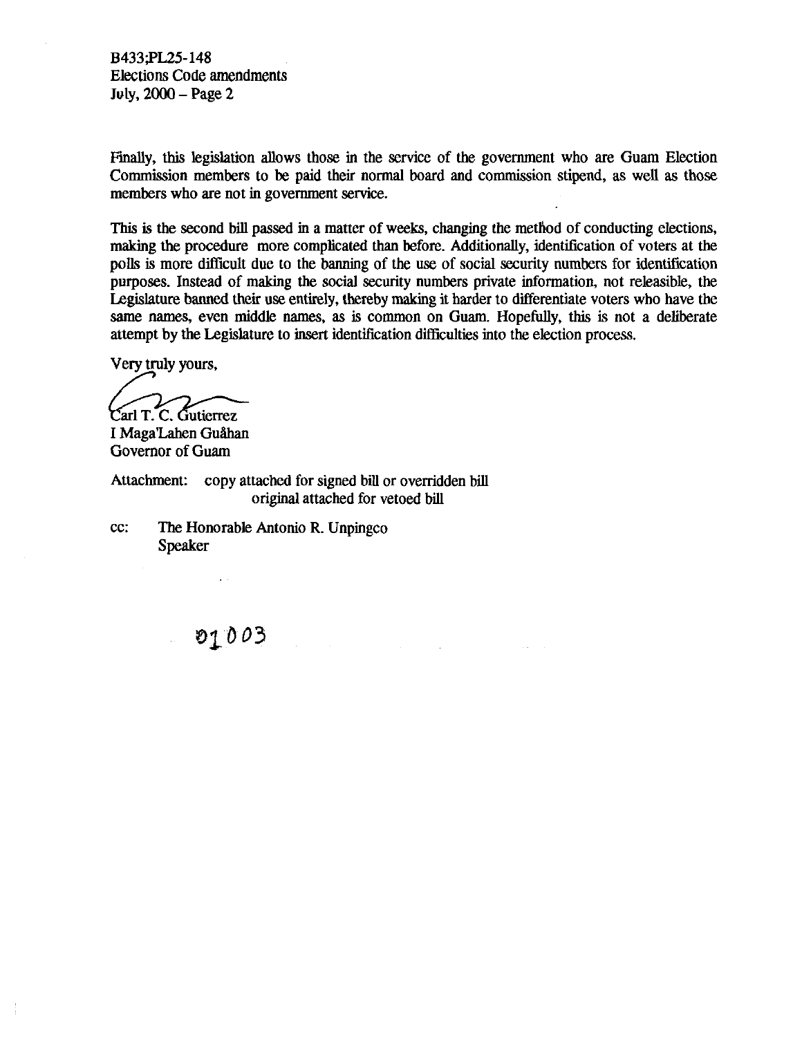Finally, this legislation allows those in the service of the government who are Guam Election Commission members to be paid their normal board and commission stipend, as well as those members who are not in government service.

This is the second bill passed in a matter of weeks, changing the method of conducting elections, making the procedure more complicated than before. Additionally, identification of voters at the polls is more difficult due to the banning of the use of social security numbers for identification purposes. Instead of making the social security numbers private information, not releasible, the Legislature banned their use entirely, thereby making it harder to differentiate voters who have the same names, even middle names, as is common on Guam. Hopefully, this is not a deliberate attempt by the Legislature to insert identification difficulties into the election process.

Very truly yours,

Carl T. C. Gutierrez
I Maga'Lahen Guåhan
Governor of Guam

Attachment: copy attached for signed bill or overridden bill
original attached for vetoed bill

cc: The Honorable Antonio R. Unpingco
Speaker

01003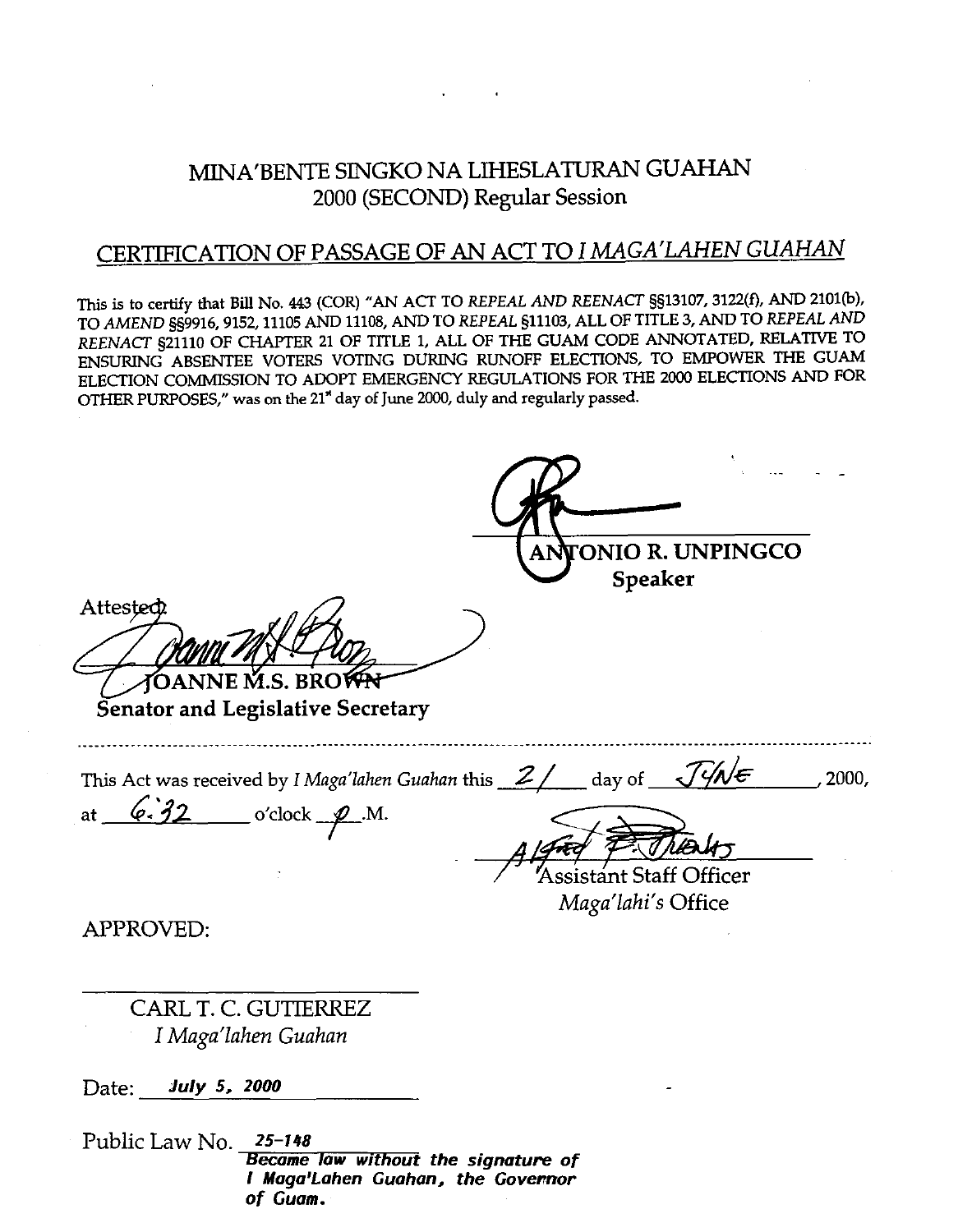# MINA'BENTE SINGKO NA LIHESLATURAN GUAHAN
## 2000 (SECOND) Regular Session

## CERTIFICATION OF PASSAGE OF AN ACT TO *I MAGA'LAHEN GUAHAN*

This is to certify that Bill No. 443 (COR) "AN ACT TO *REPEAL AND REENACT* §§13107, 3122(f), AND 2101(b), TO *AMEND* §§9916, 9152, 11105 AND 11108, AND TO *REPEAL* §11103, ALL OF TITLE 3, AND TO *REPEAL AND REENACT* §21110 OF CHAPTER 21 OF TITLE 1, ALL OF THE GUAM CODE ANNOTATED, RELATIVE TO ENSURING ABSENTEE VOTERS VOTING DURING RUNOFF ELECTIONS, TO EMPOWER THE GUAM ELECTION COMMISSION TO ADOPT EMERGENCY REGULATIONS FOR THE 2000 ELECTIONS AND FOR OTHER PURPOSES," was on the 21st day of June 2000, duly and regularly passed.

**ANTONIO R. UNPINGCO**
**Speaker**

Attested:

**JOANNE M.S. BROWN**
**Senator and Legislative Secretary**

---

This Act was received by *I Maga'lahen Guahan* this 21 day of JUNE, 2000, at 6:32 o'clock P.M.

Assistant Staff Officer
*Maga'lahi's* Office

APPROVED:

CARL T. C. GUTIERREZ
*I Maga'lahen Guahan*

Date: ***July 5, 2000***

Public Law No. ***25-148***
***Became law without the signature of I Maga'Lahen Guahan, the Governor of Guam.***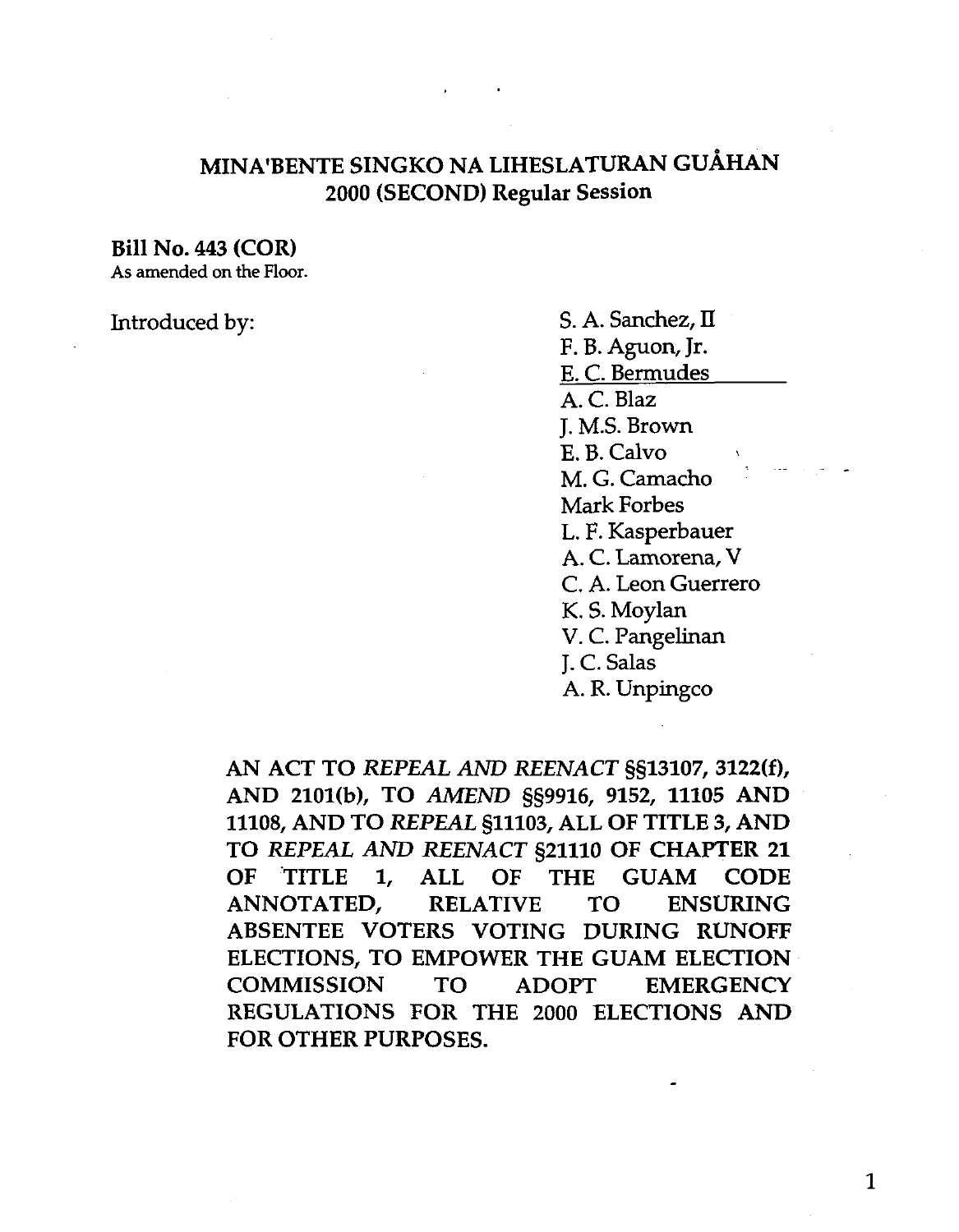# MINA'BENTE SINGKO NA LIHESLATURAN GUÅHAN
## 2000 (SECOND) Regular Session

**Bill No. 443 (COR)**
As amended on the Floor.

Introduced by:

S. A. Sanchez, II
F. B. Aguon, Jr.
E. C. Bermudes
A. C. Blaz
J. M.S. Brown
E. B. Calvo
M. G. Camacho
Mark Forbes
L. F. Kasperbauer
A. C. Lamorena, V
C. A. Leon Guerrero
K. S. Moylan
V. C. Pangelinan
J. C. Salas
A. R. Unpingco

**AN ACT TO *REPEAL AND REENACT* §§13107, 3122(f), AND 2101(b), TO *AMEND* §§9916, 9152, 11105 AND 11108, AND TO *REPEAL* §11103, ALL OF TITLE 3, AND TO *REPEAL AND REENACT* §21110 OF CHAPTER 21 OF TITLE 1, ALL OF THE GUAM CODE ANNOTATED, RELATIVE TO ENSURING ABSENTEE VOTERS VOTING DURING RUNOFF ELECTIONS, TO EMPOWER THE GUAM ELECTION COMMISSION TO ADOPT EMERGENCY REGULATIONS FOR THE 2000 ELECTIONS AND FOR OTHER PURPOSES.**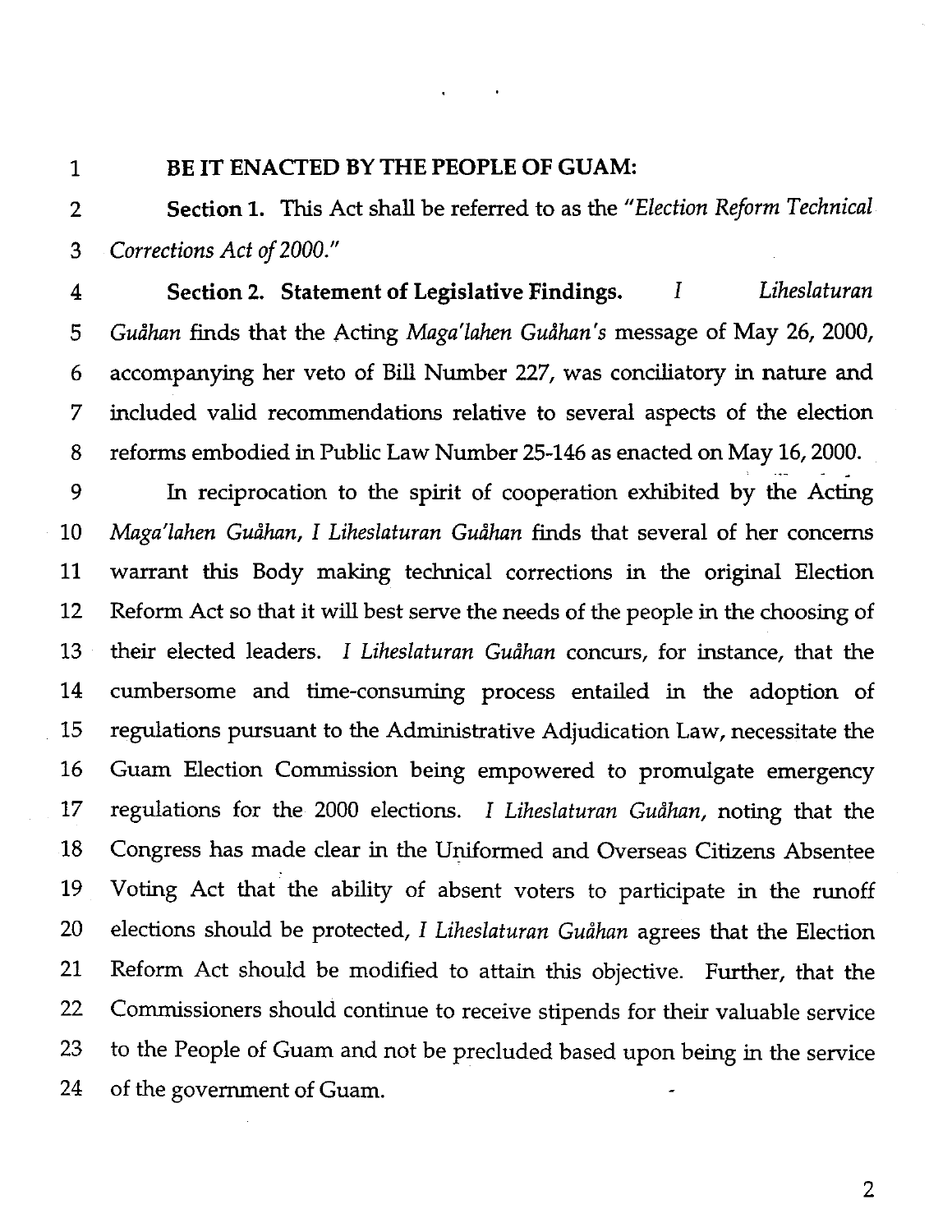**BE IT ENACTED BY THE PEOPLE OF GUAM:**

**Section 1.** This Act shall be referred to as the *"Election Reform Technical Corrections Act of 2000."*

**Section 2. Statement of Legislative Findings.** *I Liheslaturan Guåhan* finds that the Acting *Maga'lahen Guåhan's* message of May 26, 2000, accompanying her veto of Bill Number 227, was conciliatory in nature and included valid recommendations relative to several aspects of the election reforms embodied in Public Law Number 25-146 as enacted on May 16, 2000.

In reciprocation to the spirit of cooperation exhibited by the Acting *Maga'lahen Guåhan, I Liheslaturan Guåhan* finds that several of her concerns warrant this Body making technical corrections in the original Election Reform Act so that it will best serve the needs of the people in the choosing of their elected leaders. *I Liheslaturan Guåhan* concurs, for instance, that the cumbersome and time-consuming process entailed in the adoption of regulations pursuant to the Administrative Adjudication Law, necessitate the Guam Election Commission being empowered to promulgate emergency regulations for the 2000 elections. *I Liheslaturan Guåhan,* noting that the Congress has made clear in the Uniformed and Overseas Citizens Absentee Voting Act that the ability of absent voters to participate in the runoff elections should be protected, *I Liheslaturan Guåhan* agrees that the Election Reform Act should be modified to attain this objective. Further, that the Commissioners should continue to receive stipends for their valuable service to the People of Guam and not be precluded based upon being in the service of the government of Guam.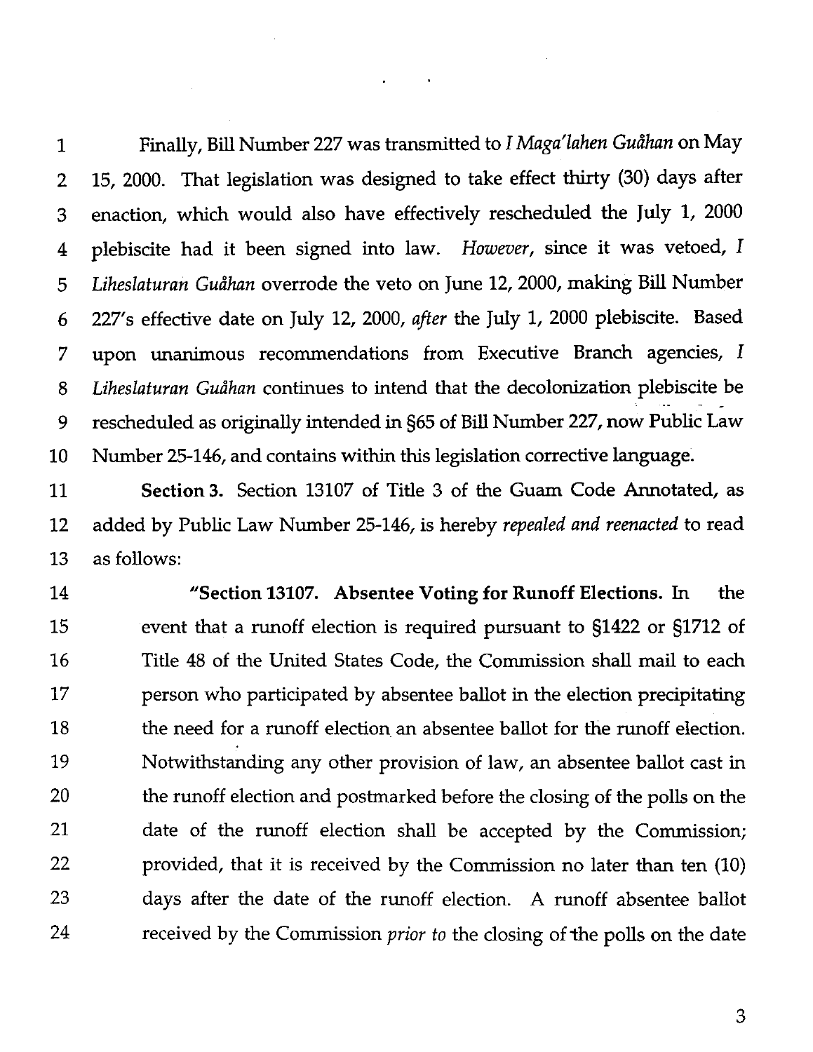Finally, Bill Number 227 was transmitted to *I Maga'lahen Guåhan* on May 15, 2000. That legislation was designed to take effect thirty (30) days after enaction, which would also have effectively rescheduled the July 1, 2000 plebiscite had it been signed into law. *However*, since it was vetoed, *I Liheslaturan Guåhan* overrode the veto on June 12, 2000, making Bill Number 227's effective date on July 12, 2000, *after* the July 1, 2000 plebiscite. Based upon unanimous recommendations from Executive Branch agencies, *I Liheslaturan Guåhan* continues to intend that the decolonization plebiscite be rescheduled as originally intended in §65 of Bill Number 227, now Public Law Number 25-146, and contains within this legislation corrective language.

**Section 3.** Section 13107 of Title 3 of the Guam Code Annotated, as added by Public Law Number 25-146, is hereby *repealed and reenacted* to read as follows:

> "**Section 13107. Absentee Voting for Runoff Elections.** In the event that a runoff election is required pursuant to §1422 or §1712 of Title 48 of the United States Code, the Commission shall mail to each person who participated by absentee ballot in the election precipitating the need for a runoff election an absentee ballot for the runoff election. Notwithstanding any other provision of law, an absentee ballot cast in the runoff election and postmarked before the closing of the polls on the date of the runoff election shall be accepted by the Commission; provided, that it is received by the Commission no later than ten (10) days after the date of the runoff election. A runoff absentee ballot received by the Commission *prior to* the closing of the polls on the date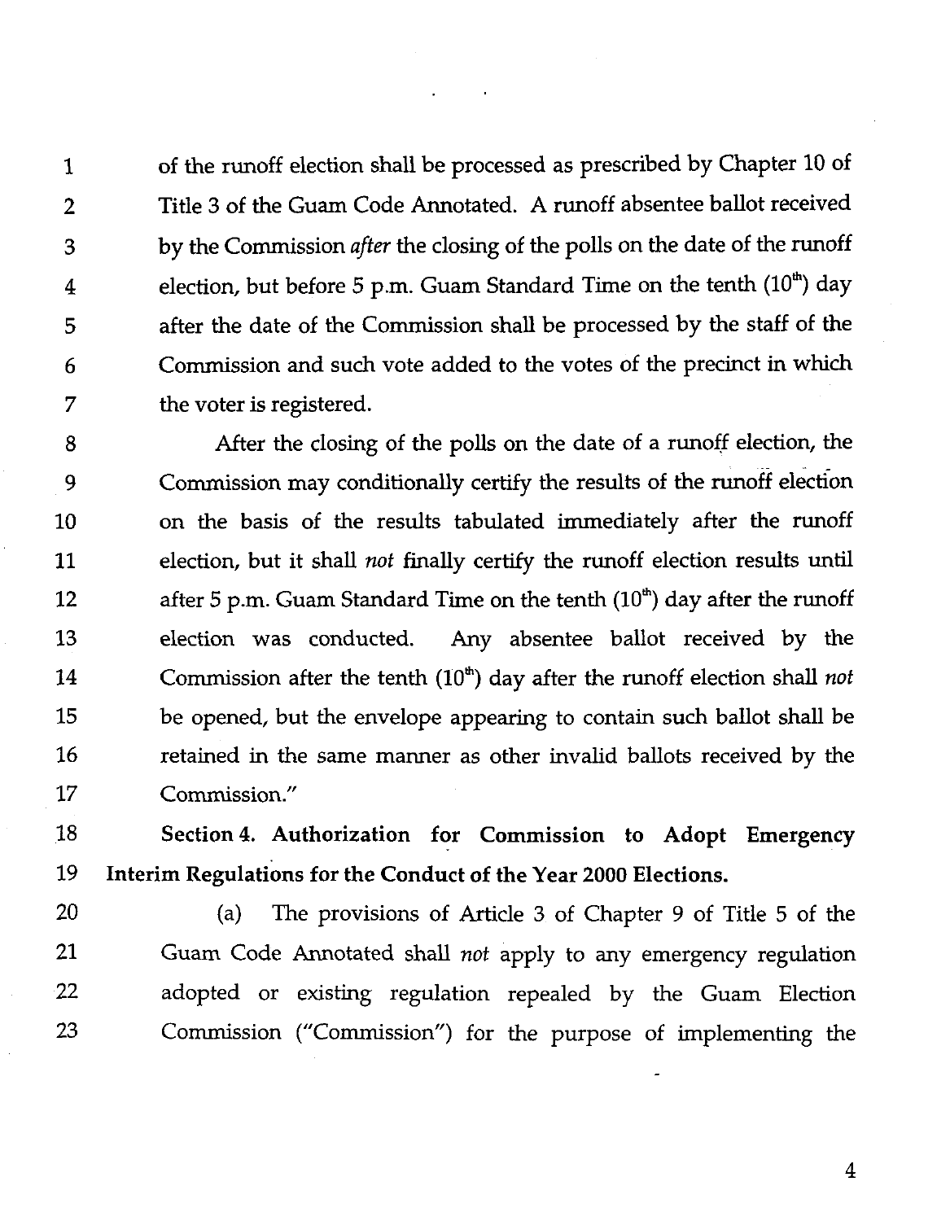of the runoff election shall be processed as prescribed by Chapter 10 of Title 3 of the Guam Code Annotated. A runoff absentee ballot received by the Commission *after* the closing of the polls on the date of the runoff election, but before 5 p.m. Guam Standard Time on the tenth (10th) day after the date of the Commission shall be processed by the staff of the Commission and such vote added to the votes of the precinct in which the voter is registered.

After the closing of the polls on the date of a runoff election, the Commission may conditionally certify the results of the runoff election on the basis of the results tabulated immediately after the runoff election, but it shall *not* finally certify the runoff election results until after 5 p.m. Guam Standard Time on the tenth (10th) day after the runoff election was conducted. Any absentee ballot received by the Commission after the tenth (10th) day after the runoff election shall *not* be opened, but the envelope appearing to contain such ballot shall be retained in the same manner as other invalid ballots received by the Commission."

**Section 4. Authorization for Commission to Adopt Emergency Interim Regulations for the Conduct of the Year 2000 Elections.**

(a) The provisions of Article 3 of Chapter 9 of Title 5 of the Guam Code Annotated shall *not* apply to any emergency regulation adopted or existing regulation repealed by the Guam Election Commission ("Commission") for the purpose of implementing the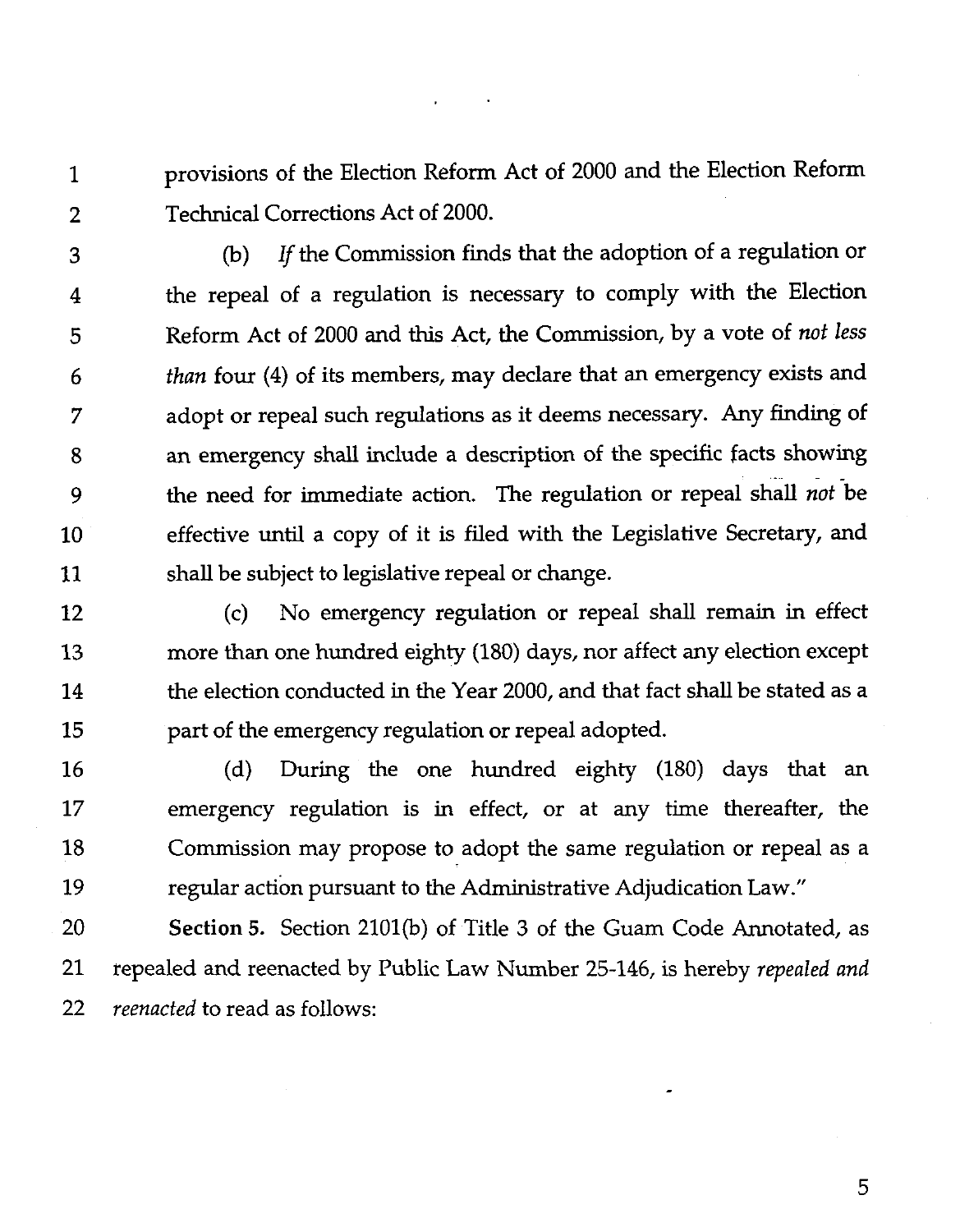provisions of the Election Reform Act of 2000 and the Election Reform Technical Corrections Act of 2000.

(b) *If* the Commission finds that the adoption of a regulation or the repeal of a regulation is necessary to comply with the Election Reform Act of 2000 and this Act, the Commission, by a vote of *not less than* four (4) of its members, may declare that an emergency exists and adopt or repeal such regulations as it deems necessary. Any finding of an emergency shall include a description of the specific facts showing the need for immediate action. The regulation or repeal shall *not* be effective until a copy of it is filed with the Legislative Secretary, and shall be subject to legislative repeal or change.

(c) No emergency regulation or repeal shall remain in effect more than one hundred eighty (180) days, nor affect any election except the election conducted in the Year 2000, and that fact shall be stated as a part of the emergency regulation or repeal adopted.

(d) During the one hundred eighty (180) days that an emergency regulation is in effect, or at any time thereafter, the Commission may propose to adopt the same regulation or repeal as a regular action pursuant to the Administrative Adjudication Law."

**Section 5.** Section 2101(b) of Title 3 of the Guam Code Annotated, as repealed and reenacted by Public Law Number 25-146, is hereby *repealed and reenacted* to read as follows: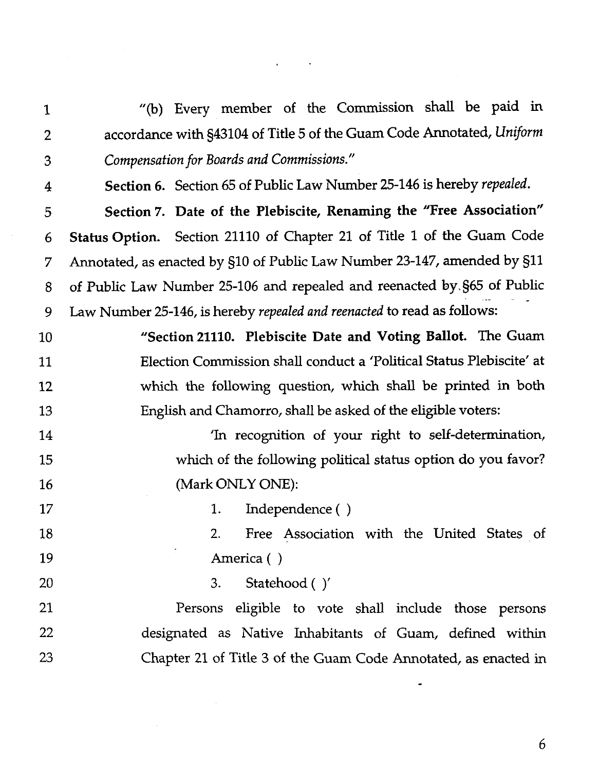"(b) Every member of the Commission shall be paid in accordance with §43104 of Title 5 of the Guam Code Annotated, *Uniform Compensation for Boards and Commissions.*"

**Section 6.** Section 65 of Public Law Number 25-146 is hereby *repealed*.

**Section 7. Date of the Plebiscite, Renaming the "Free Association" Status Option.** Section 21110 of Chapter 21 of Title 1 of the Guam Code Annotated, as enacted by §10 of Public Law Number 23-147, amended by §11 of Public Law Number 25-106 and repealed and reenacted by §65 of Public Law Number 25-146, is hereby *repealed and reenacted* to read as follows:

"**Section 21110. Plebiscite Date and Voting Ballot.** The Guam Election Commission shall conduct a 'Political Status Plebiscite' at which the following question, which shall be printed in both English and Chamorro, shall be asked of the eligible voters:

'In recognition of your right to self-determination, which of the following political status option do you favor? (Mark ONLY ONE):

1. Independence ( )
2. Free Association with the United States of America ( )
3. Statehood ( )'

Persons eligible to vote shall include those persons designated as Native Inhabitants of Guam, defined within Chapter 21 of Title 3 of the Guam Code Annotated, as enacted in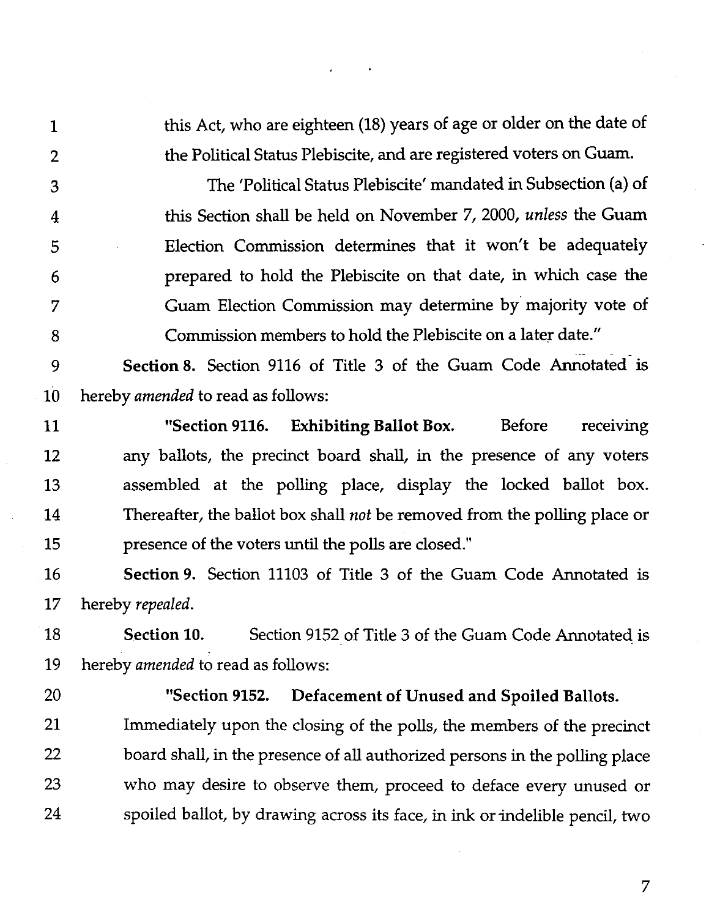this Act, who are eighteen (18) years of age or older on the date of the Political Status Plebiscite, and are registered voters on Guam.

The 'Political Status Plebiscite' mandated in Subsection (a) of this Section shall be held on November 7, 2000, *unless* the Guam Election Commission determines that it won't be adequately prepared to hold the Plebiscite on that date, in which case the Guam Election Commission may determine by majority vote of Commission members to hold the Plebiscite on a later date."

**Section 8.** Section 9116 of Title 3 of the Guam Code Annotated is hereby *amended* to read as follows:

**"Section 9116. Exhibiting Ballot Box.** Before receiving any ballots, the precinct board shall, in the presence of any voters assembled at the polling place, display the locked ballot box. Thereafter, the ballot box shall *not* be removed from the polling place or presence of the voters until the polls are closed."

**Section 9.** Section 11103 of Title 3 of the Guam Code Annotated is hereby *repealed*.

**Section 10.** Section 9152 of Title 3 of the Guam Code Annotated is hereby *amended* to read as follows:

**"Section 9152. Defacement of Unused and Spoiled Ballots.** Immediately upon the closing of the polls, the members of the precinct board shall, in the presence of all authorized persons in the polling place who may desire to observe them, proceed to deface every unused or spoiled ballot, by drawing across its face, in ink or indelible pencil, two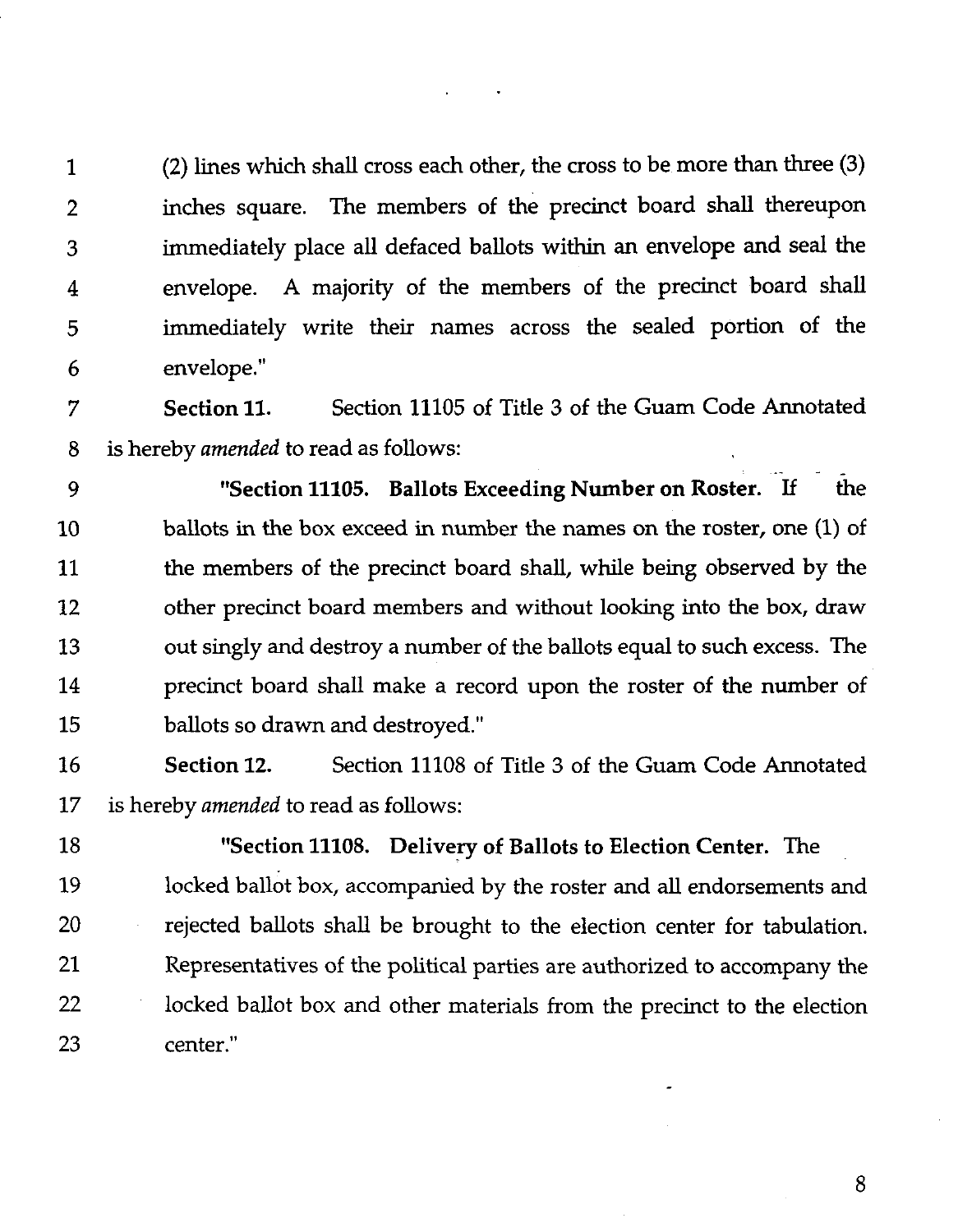(2) lines which shall cross each other, the cross to be more than three (3) inches square. The members of the precinct board shall thereupon immediately place all defaced ballots within an envelope and seal the envelope. A majority of the members of the precinct board shall immediately write their names across the sealed portion of the envelope."

**Section 11.** Section 11105 of Title 3 of the Guam Code Annotated is hereby *amended* to read as follows:

"**Section 11105. Ballots Exceeding Number on Roster.** If the ballots in the box exceed in number the names on the roster, one (1) of the members of the precinct board shall, while being observed by the other precinct board members and without looking into the box, draw out singly and destroy a number of the ballots equal to such excess. The precinct board shall make a record upon the roster of the number of ballots so drawn and destroyed."

**Section 12.** Section 11108 of Title 3 of the Guam Code Annotated is hereby *amended* to read as follows:

"**Section 11108. Delivery of Ballots to Election Center.** The locked ballot box, accompanied by the roster and all endorsements and rejected ballots shall be brought to the election center for tabulation. Representatives of the political parties are authorized to accompany the locked ballot box and other materials from the precinct to the election center."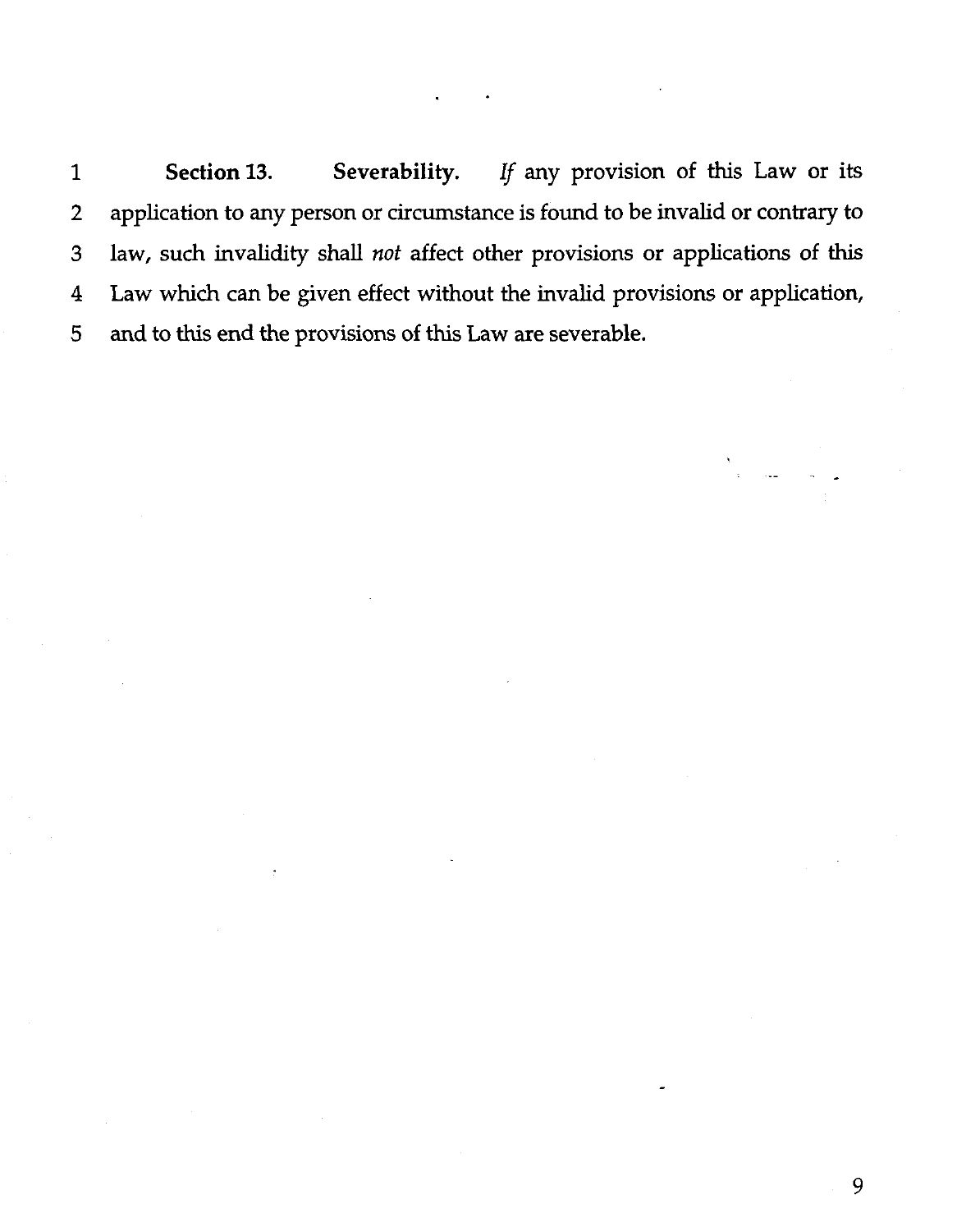**Section 13. Severability.** *If* any provision of this Law or its application to any person or circumstance is found to be invalid or contrary to law, such invalidity shall *not* affect other provisions or applications of this Law which can be given effect without the invalid provisions or application, and to this end the provisions of this Law are severable.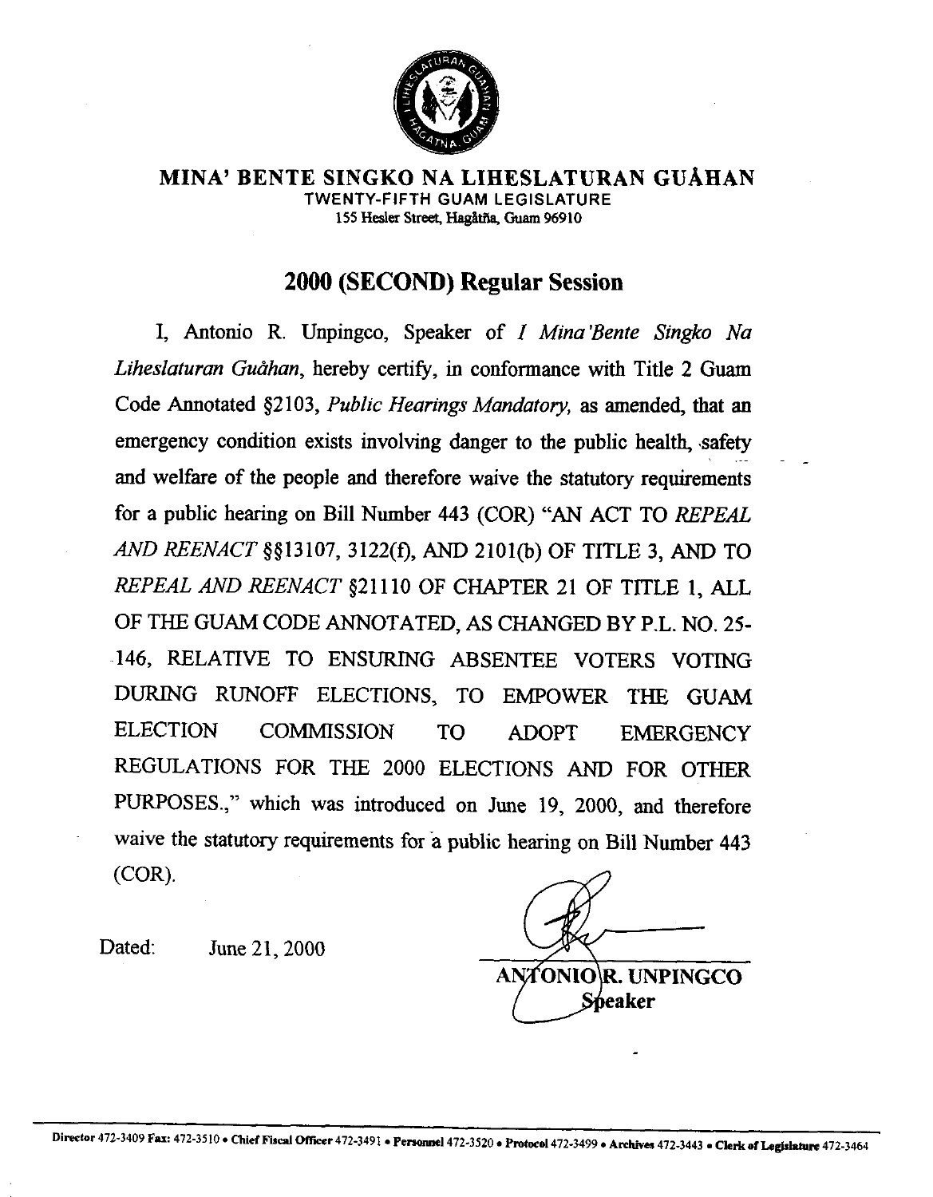**MINA' BENTE SINGKO NA LIHESLATURAN GUÅHAN**
TWENTY-FIFTH GUAM LEGISLATURE
155 Hesler Street, Hagåtña, Guam 96910

## 2000 (SECOND) Regular Session

I, Antonio R. Unpingco, Speaker of *I Mina'Bente Singko Na Liheslaturan Guåhan*, hereby certify, in conformance with Title 2 Guam Code Annotated §2103, *Public Hearings Mandatory,* as amended, that an emergency condition exists involving danger to the public health, safety and welfare of the people and therefore waive the statutory requirements for a public hearing on Bill Number 443 (COR) "AN ACT TO *REPEAL AND REENACT* §§13107, 3122(f), AND 2101(b) OF TITLE 3, AND TO *REPEAL AND REENACT* §21110 OF CHAPTER 21 OF TITLE 1, ALL OF THE GUAM CODE ANNOTATED, AS CHANGED BY P.L. NO. 25-146, RELATIVE TO ENSURING ABSENTEE VOTERS VOTING DURING RUNOFF ELECTIONS, TO EMPOWER THE GUAM ELECTION COMMISSION TO ADOPT EMERGENCY REGULATIONS FOR THE 2000 ELECTIONS AND FOR OTHER PURPOSES.," which was introduced on June 19, 2000, and therefore waive the statutory requirements for a public hearing on Bill Number 443 (COR).

Dated: June 21, 2000

ANTONIO R. UNPINGCO
Speaker

Director 472-3409 Fax: 472-3510 • Chief Fiscal Officer 472-3491 • Personnel 472-3520 • Protocol 472-3499 • Archives 472-3443 • Clerk of Legislature 472-3464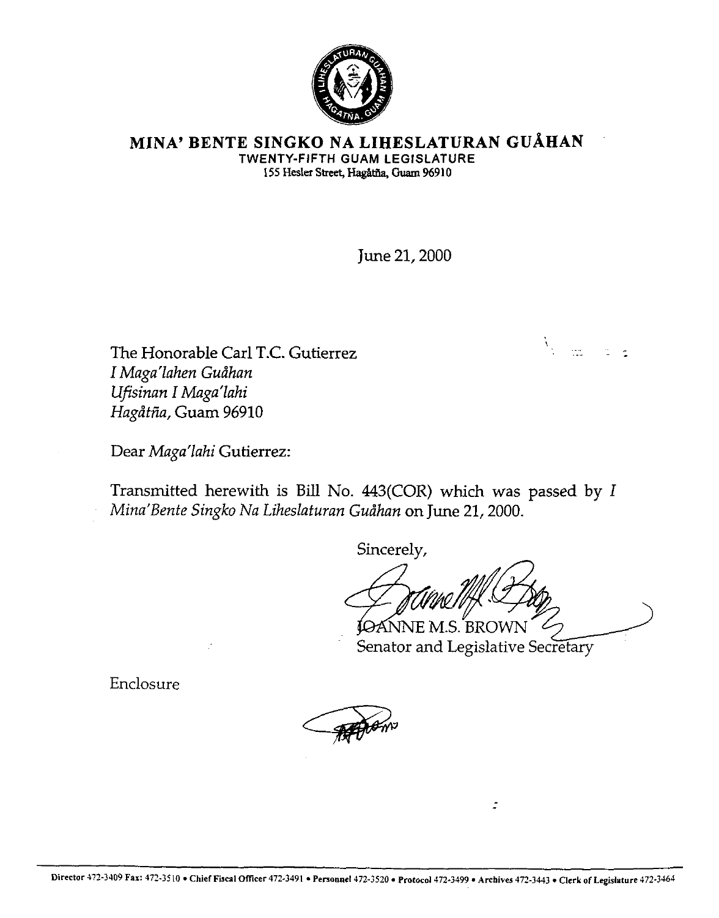**MINA' BENTE SINGKO NA LIHESLATURAN GUÅHAN**
**TWENTY-FIFTH GUAM LEGISLATURE**
155 Hesler Street, Hagåtña, Guam 96910

June 21, 2000

The Honorable Carl T.C. Gutierrez
*I Maga'lahen Guåhan*
*Ufisinan I Maga'lahi*
*Hagåtña,* Guam 96910

Dear *Maga'lahi* Gutierrez:

Transmitted herewith is Bill No. 443(COR) which was passed by *I Mina'Bente Singko Na Liheslaturan Guåhan* on June 21, 2000.

Sincerely,

JOANNE M.S. BROWN
Senator and Legislative Secretary

Enclosure

Director 472-3409 Fax: 472-3510 • Chief Fiscal Officer 472-3491 • Personnel 472-3520 • Protocol 472-3499 • Archives 472-3443 • Clerk of Legislature 472-3464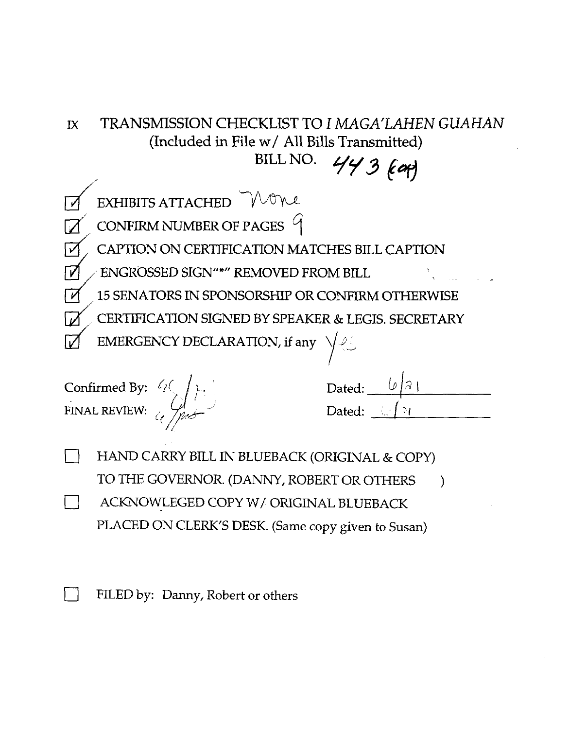# IX TRANSMISSION CHECKLIST TO *I MAGA'LAHEN GUAHAN*

(Included in File w/ All Bills Transmitted)

BILL NO. 443 (COR)

- [x] EXHIBITS ATTACHED None
- [x] CONFIRM NUMBER OF PAGES 9
- [x] CAPTION ON CERTIFICATION MATCHES BILL CAPTION
- [x] ENGROSSED SIGN"*" REMOVED FROM BILL
- [x] 15 SENATORS IN SPONSORSHIP OR CONFIRM OTHERWISE
- [x] CERTIFICATION SIGNED BY SPEAKER & LEGIS. SECRETARY
- [x] EMERGENCY DECLARATION, if any Yes

Confirmed By: __________ Dated: 6/21

FINAL REVIEW: __________ Dated: 6/21

- [ ] HAND CARRY BILL IN BLUEBACK (ORIGINAL & COPY) TO THE GOVERNOR. (DANNY, ROBERT OR OTHERS )
- [ ] ACKNOWLEGED COPY W/ ORIGINAL BLUEBACK PLACED ON CLERK'S DESK. (Same copy given to Susan)

- [ ] FILED by: Danny, Robert or others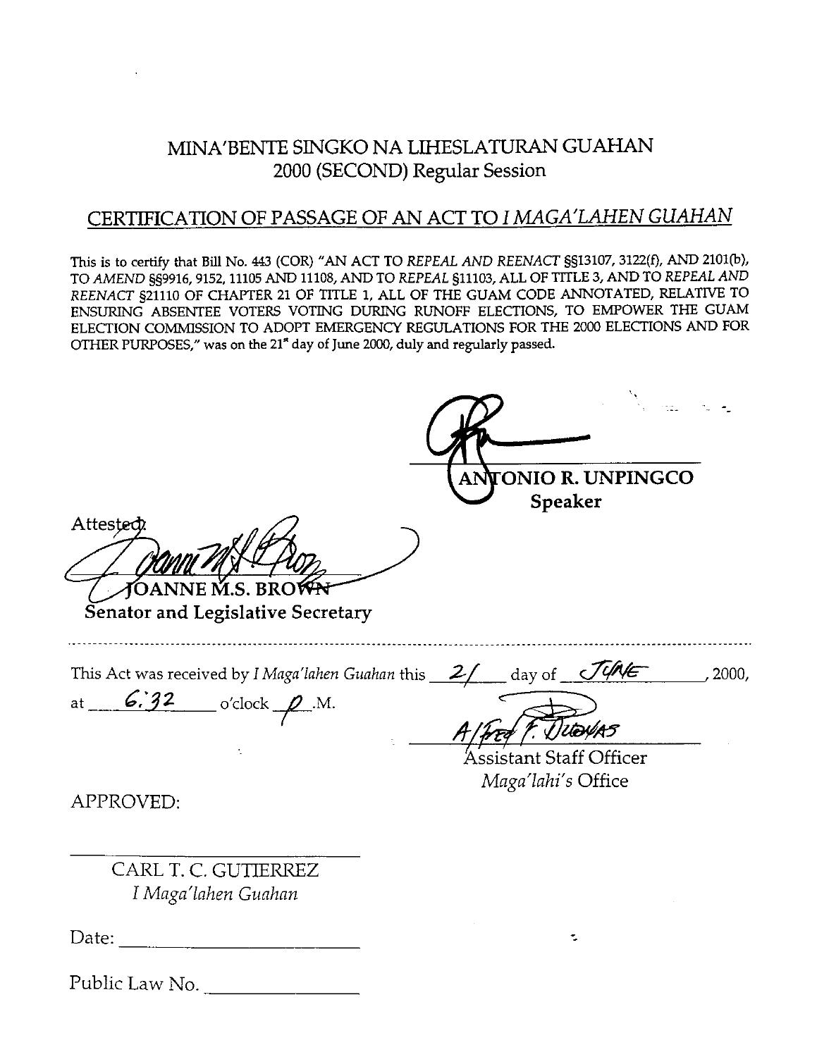# MINA'BENTE SINGKO NA LIHESLATURAN GUAHAN
## 2000 (SECOND) Regular Session

## CERTIFICATION OF PASSAGE OF AN ACT TO *I MAGA'LAHEN GUAHAN*

This is to certify that Bill No. 443 (COR) "AN ACT TO *REPEAL AND REENACT* §§13107, 3122(f), AND 2101(b), TO *AMEND* §§9916, 9152, 11105 AND 11108, AND TO *REPEAL* §11103, ALL OF TITLE 3, AND TO *REPEAL AND REENACT* §21110 OF CHAPTER 21 OF TITLE 1, ALL OF THE GUAM CODE ANNOTATED, RELATIVE TO ENSURING ABSENTEE VOTERS VOTING DURING RUNOFF ELECTIONS, TO EMPOWER THE GUAM ELECTION COMMISSION TO ADOPT EMERGENCY REGULATIONS FOR THE 2000 ELECTIONS AND FOR OTHER PURPOSES," was on the 21st day of June 2000, duly and regularly passed.

**ANTONIO R. UNPINGCO**
**Speaker**

Attested:

**JOANNE M.S. BROWN**
**Senator and Legislative Secretary**

---

This Act was received by *I Maga'lahen Guahan* this 21 day of June, 2000, at 6:32 o'clock P.M.

Alfred F. Duenas
Assistant Staff Officer
*Maga'lahi's* Office

APPROVED:

CARL T. C. GUTIERREZ
*I Maga'lahen Guahan*

Date: ______________

Public Law No. ______________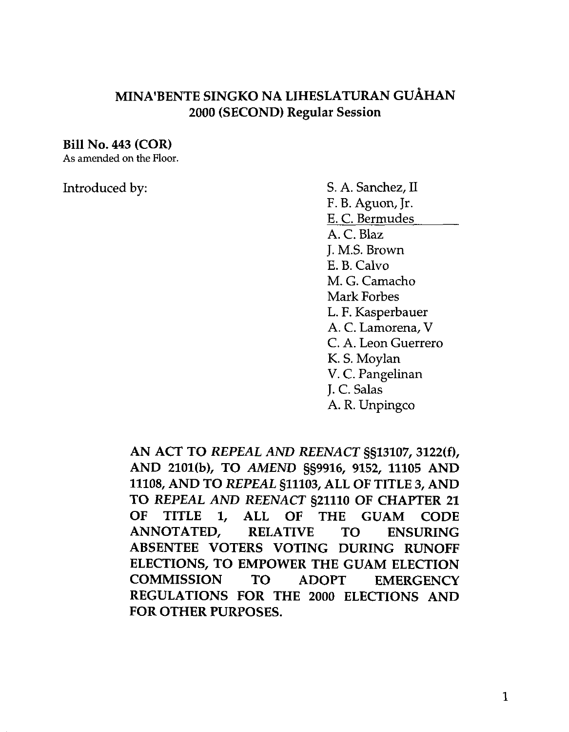**MINA'BENTE SINGKO NA LIHESLATURAN GUÅHAN**
**2000 (SECOND) Regular Session**

**Bill No. 443 (COR)**
As amended on the Floor.

Introduced by:

S. A. Sanchez, II
F. B. Aguon, Jr.
E. C. Bermudes
A. C. Blaz
J. M.S. Brown
E. B. Calvo
M. G. Camacho
Mark Forbes
L. F. Kasperbauer
A. C. Lamorena, V
C. A. Leon Guerrero
K. S. Moylan
V. C. Pangelinan
J. C. Salas
A. R. Unpingco

**AN ACT TO *REPEAL AND REENACT* §§13107, 3122(f), AND 2101(b), TO *AMEND* §§9916, 9152, 11105 AND 11108, AND TO *REPEAL* §11103, ALL OF TITLE 3, AND TO *REPEAL AND REENACT* §21110 OF CHAPTER 21 OF TITLE 1, ALL OF THE GUAM CODE ANNOTATED, RELATIVE TO ENSURING ABSENTEE VOTERS VOTING DURING RUNOFF ELECTIONS, TO EMPOWER THE GUAM ELECTION COMMISSION TO ADOPT EMERGENCY REGULATIONS FOR THE 2000 ELECTIONS AND FOR OTHER PURPOSES.**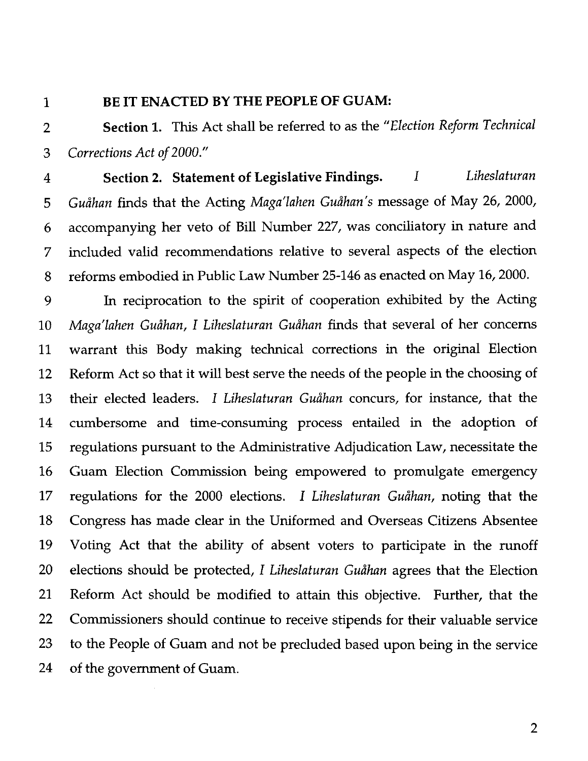**BE IT ENACTED BY THE PEOPLE OF GUAM:**

**Section 1.** This Act shall be referred to as the *"Election Reform Technical Corrections Act of 2000."*

**Section 2. Statement of Legislative Findings.** *I Liheslaturan Guåhan* finds that the Acting *Maga'lahen Guåhan's* message of May 26, 2000, accompanying her veto of Bill Number 227, was conciliatory in nature and included valid recommendations relative to several aspects of the election reforms embodied in Public Law Number 25-146 as enacted on May 16, 2000.

In reciprocation to the spirit of cooperation exhibited by the Acting *Maga'lahen Guåhan, I Liheslaturan Guåhan* finds that several of her concerns warrant this Body making technical corrections in the original Election Reform Act so that it will best serve the needs of the people in the choosing of their elected leaders. *I Liheslaturan Guåhan* concurs, for instance, that the cumbersome and time-consuming process entailed in the adoption of regulations pursuant to the Administrative Adjudication Law, necessitate the Guam Election Commission being empowered to promulgate emergency regulations for the 2000 elections. *I Liheslaturan Guåhan*, noting that the Congress has made clear in the Uniformed and Overseas Citizens Absentee Voting Act that the ability of absent voters to participate in the runoff elections should be protected, *I Liheslaturan Guåhan* agrees that the Election Reform Act should be modified to attain this objective. Further, that the Commissioners should continue to receive stipends for their valuable service to the People of Guam and not be precluded based upon being in the service of the government of Guam.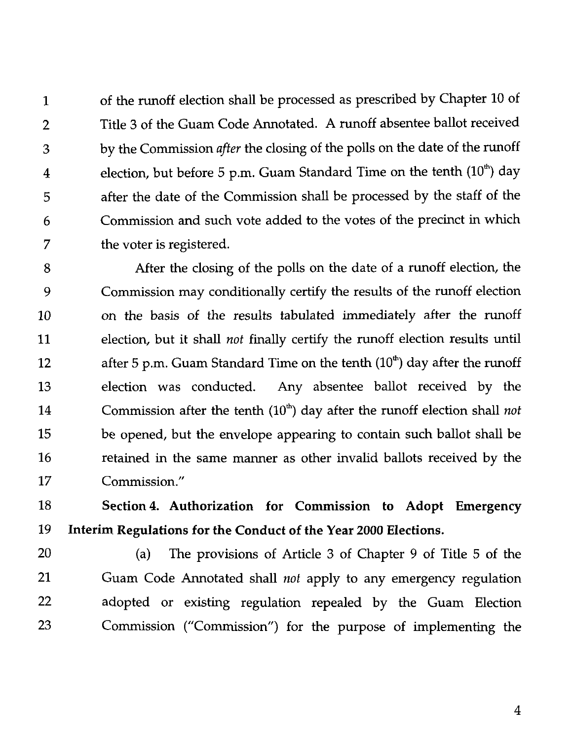of the runoff election shall be processed as prescribed by Chapter 10 of Title 3 of the Guam Code Annotated. A runoff absentee ballot received by the Commission *after* the closing of the polls on the date of the runoff election, but before 5 p.m. Guam Standard Time on the tenth (10th) day after the date of the Commission shall be processed by the staff of the Commission and such vote added to the votes of the precinct in which the voter is registered.

After the closing of the polls on the date of a runoff election, the Commission may conditionally certify the results of the runoff election on the basis of the results tabulated immediately after the runoff election, but it shall *not* finally certify the runoff election results until after 5 p.m. Guam Standard Time on the tenth (10th) day after the runoff election was conducted. Any absentee ballot received by the Commission after the tenth (10th) day after the runoff election shall *not* be opened, but the envelope appearing to contain such ballot shall be retained in the same manner as other invalid ballots received by the Commission."

**Section 4. Authorization for Commission to Adopt Emergency Interim Regulations for the Conduct of the Year 2000 Elections.**

(a) The provisions of Article 3 of Chapter 9 of Title 5 of the Guam Code Annotated shall *not* apply to any emergency regulation adopted or existing regulation repealed by the Guam Election Commission ("Commission") for the purpose of implementing the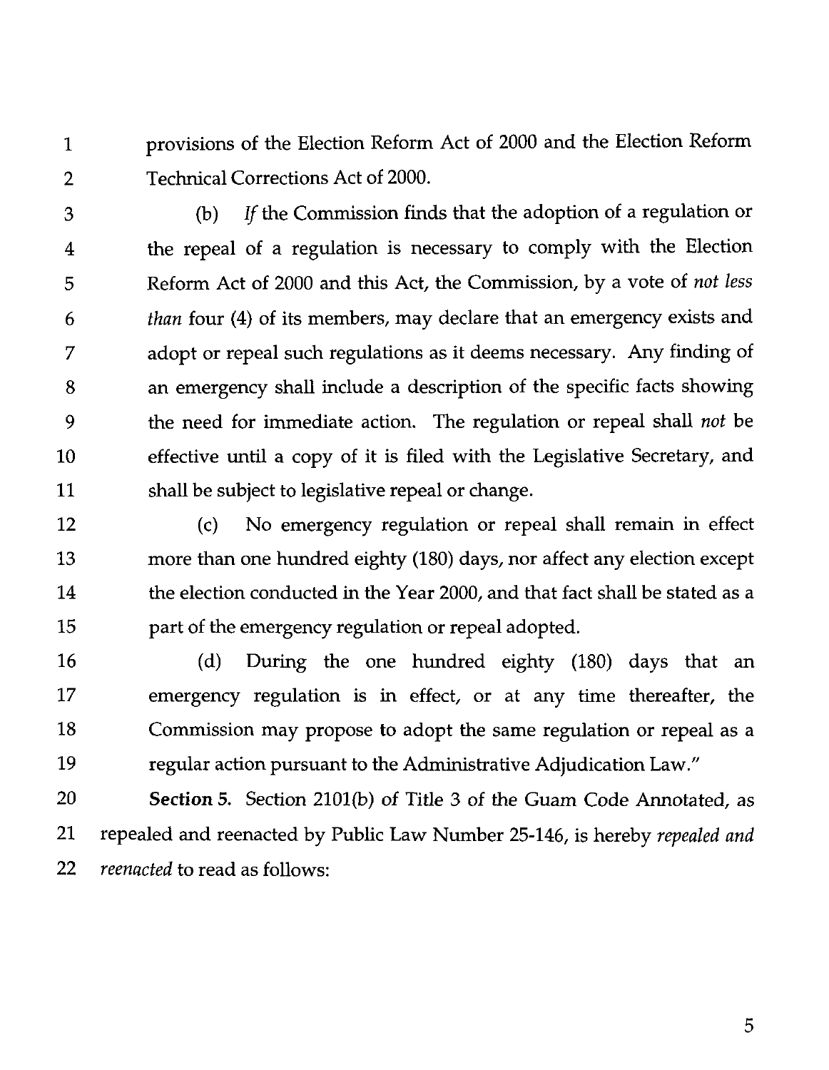provisions of the Election Reform Act of 2000 and the Election Reform Technical Corrections Act of 2000.

(b) *If* the Commission finds that the adoption of a regulation or the repeal of a regulation is necessary to comply with the Election Reform Act of 2000 and this Act, the Commission, by a vote of *not less than* four (4) of its members, may declare that an emergency exists and adopt or repeal such regulations as it deems necessary. Any finding of an emergency shall include a description of the specific facts showing the need for immediate action. The regulation or repeal shall *not* be effective until a copy of it is filed with the Legislative Secretary, and shall be subject to legislative repeal or change.

(c) No emergency regulation or repeal shall remain in effect more than one hundred eighty (180) days, nor affect any election except the election conducted in the Year 2000, and that fact shall be stated as a part of the emergency regulation or repeal adopted.

(d) During the one hundred eighty (180) days that an emergency regulation is in effect, or at any time thereafter, the Commission may propose to adopt the same regulation or repeal as a regular action pursuant to the Administrative Adjudication Law."

**Section 5.** Section 2101(b) of Title 3 of the Guam Code Annotated, as repealed and reenacted by Public Law Number 25-146, is hereby *repealed and reenacted* to read as follows: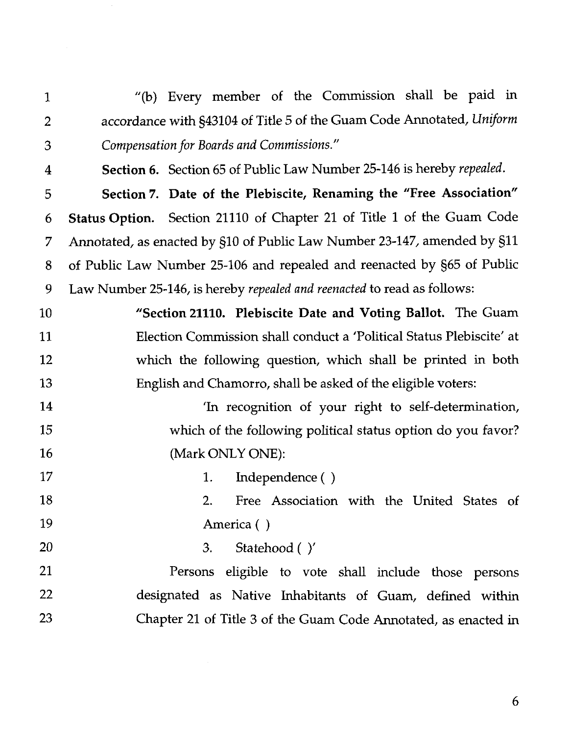"(b) Every member of the Commission shall be paid in accordance with §43104 of Title 5 of the Guam Code Annotated, *Uniform Compensation for Boards and Commissions.*"

**Section 6.** Section 65 of Public Law Number 25-146 is hereby *repealed*.

**Section 7. Date of the Plebiscite, Renaming the "Free Association" Status Option.** Section 21110 of Chapter 21 of Title 1 of the Guam Code Annotated, as enacted by §10 of Public Law Number 23-147, amended by §11 of Public Law Number 25-106 and repealed and reenacted by §65 of Public Law Number 25-146, is hereby *repealed and reenacted* to read as follows:

> **"Section 21110. Plebiscite Date and Voting Ballot.** The Guam Election Commission shall conduct a 'Political Status Plebiscite' at which the following question, which shall be printed in both English and Chamorro, shall be asked of the eligible voters:
>
> > 'In recognition of your right to self-determination, which of the following political status option do you favor? (Mark ONLY ONE):
> >
> > 1. Independence ( )
> > 2. Free Association with the United States of America ( )
> > 3. Statehood ( )'
>
> Persons eligible to vote shall include those persons designated as Native Inhabitants of Guam, defined within Chapter 21 of Title 3 of the Guam Code Annotated, as enacted in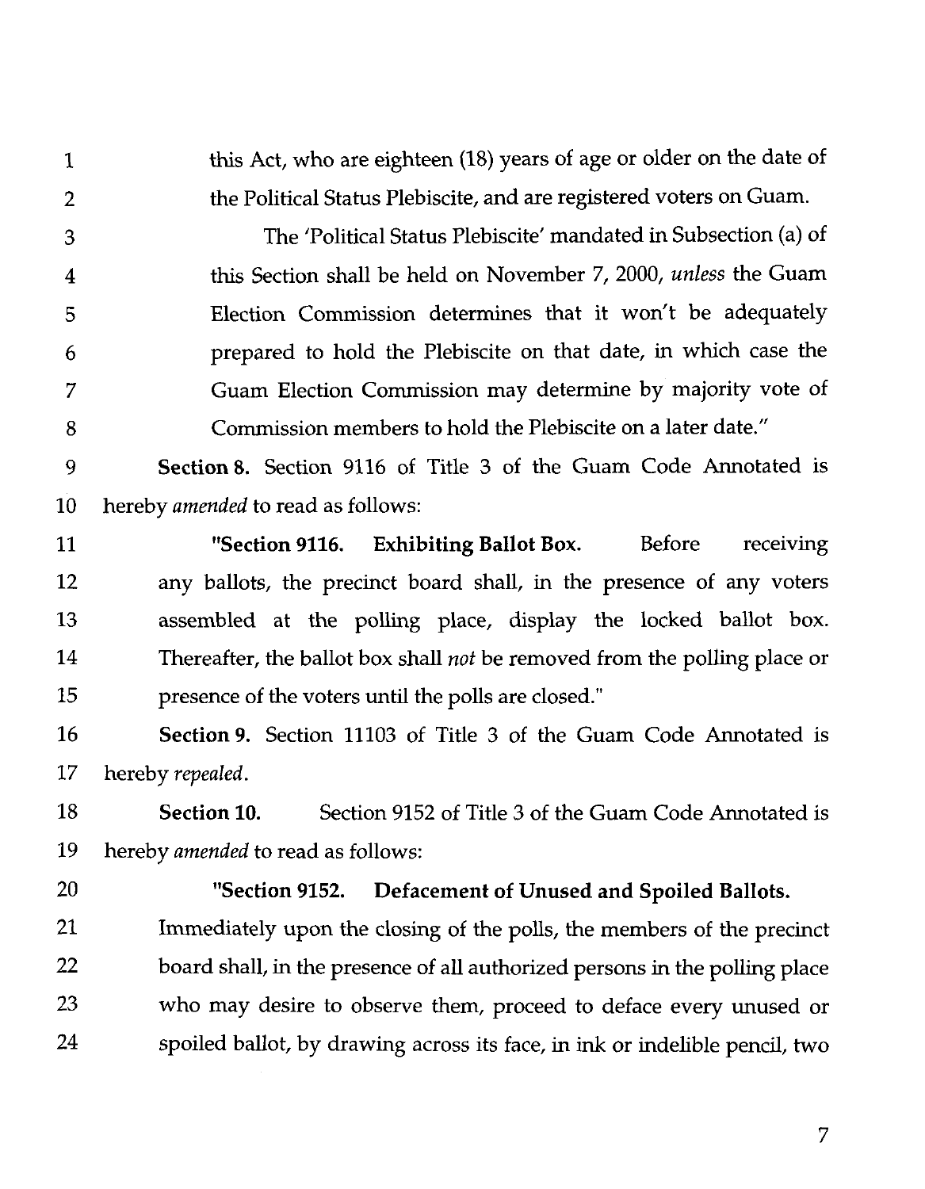this Act, who are eighteen (18) years of age or older on the date of the Political Status Plebiscite, and are registered voters on Guam.

The 'Political Status Plebiscite' mandated in Subsection (a) of this Section shall be held on November 7, 2000, *unless* the Guam Election Commission determines that it won't be adequately prepared to hold the Plebiscite on that date, in which case the Guam Election Commission may determine by majority vote of Commission members to hold the Plebiscite on a later date."

**Section 8.** Section 9116 of Title 3 of the Guam Code Annotated is hereby *amended* to read as follows:

"**Section 9116. Exhibiting Ballot Box.** Before receiving any ballots, the precinct board shall, in the presence of any voters assembled at the polling place, display the locked ballot box. Thereafter, the ballot box shall *not* be removed from the polling place or presence of the voters until the polls are closed."

**Section 9.** Section 11103 of Title 3 of the Guam Code Annotated is hereby *repealed*.

**Section 10.** Section 9152 of Title 3 of the Guam Code Annotated is hereby *amended* to read as follows:

"**Section 9152. Defacement of Unused and Spoiled Ballots.** Immediately upon the closing of the polls, the members of the precinct board shall, in the presence of all authorized persons in the polling place who may desire to observe them, proceed to deface every unused or spoiled ballot, by drawing across its face, in ink or indelible pencil, two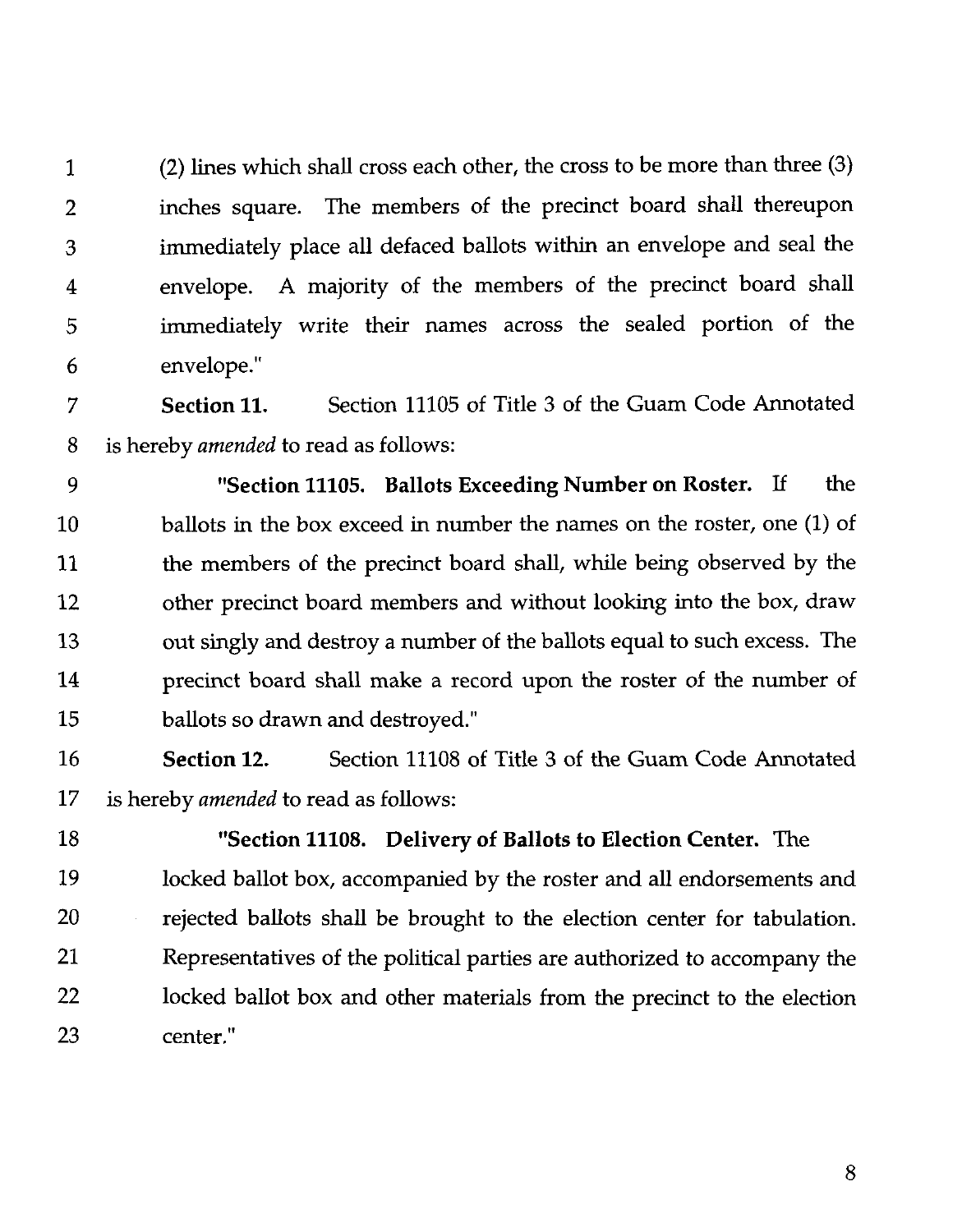(2) lines which shall cross each other, the cross to be more than three (3) inches square. The members of the precinct board shall thereupon immediately place all defaced ballots within an envelope and seal the envelope. A majority of the members of the precinct board shall immediately write their names across the sealed portion of the envelope."

**Section 11.** Section 11105 of Title 3 of the Guam Code Annotated is hereby *amended* to read as follows:

"**Section 11105. Ballots Exceeding Number on Roster.** If the ballots in the box exceed in number the names on the roster, one (1) of the members of the precinct board shall, while being observed by the other precinct board members and without looking into the box, draw out singly and destroy a number of the ballots equal to such excess. The precinct board shall make a record upon the roster of the number of ballots so drawn and destroyed."

**Section 12.** Section 11108 of Title 3 of the Guam Code Annotated is hereby *amended* to read as follows:

"**Section 11108. Delivery of Ballots to Election Center.** The locked ballot box, accompanied by the roster and all endorsements and rejected ballots shall be brought to the election center for tabulation. Representatives of the political parties are authorized to accompany the locked ballot box and other materials from the precinct to the election center."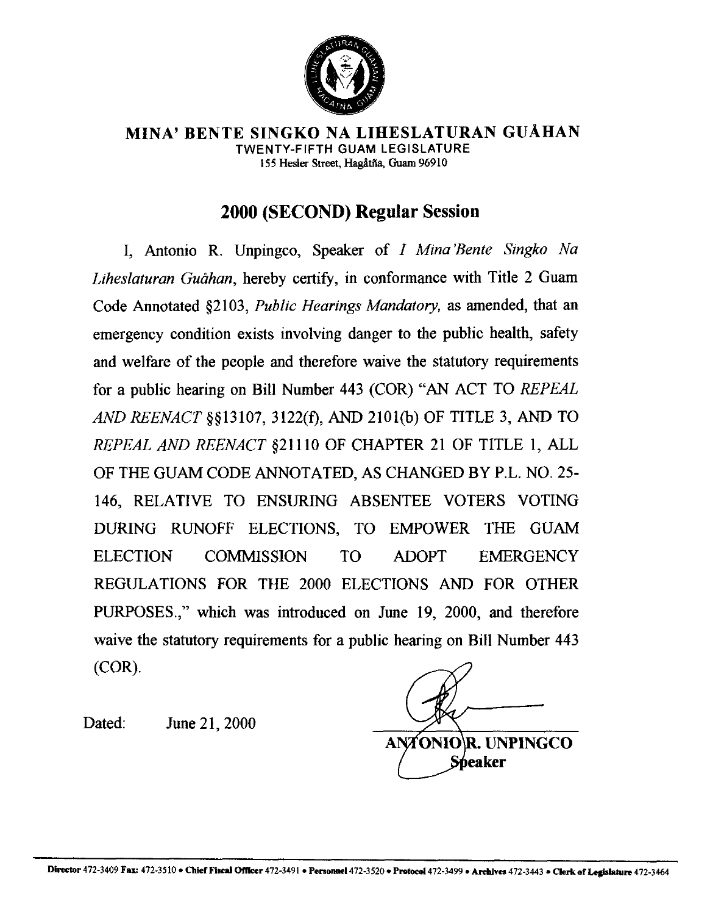# MINA' BENTE SINGKO NA LIHESLATURAN GUÅHAN

TWENTY-FIFTH GUAM LEGISLATURE

155 Hesler Street, Hagåtña, Guam 96910

## 2000 (SECOND) Regular Session

I, Antonio R. Unpingco, Speaker of *I Mina'Bente Singko Na Liheslaturan Guåhan*, hereby certify, in conformance with Title 2 Guam Code Annotated §2103, *Public Hearings Mandatory*, as amended, that an emergency condition exists involving danger to the public health, safety and welfare of the people and therefore waive the statutory requirements for a public hearing on Bill Number 443 (COR) "AN ACT TO *REPEAL AND REENACT* §§13107, 3122(f), AND 2101(b) OF TITLE 3, AND TO *REPEAL AND REENACT* §21110 OF CHAPTER 21 OF TITLE 1, ALL OF THE GUAM CODE ANNOTATED, AS CHANGED BY P.L. NO. 25-146, RELATIVE TO ENSURING ABSENTEE VOTERS VOTING DURING RUNOFF ELECTIONS, TO EMPOWER THE GUAM ELECTION COMMISSION TO ADOPT EMERGENCY REGULATIONS FOR THE 2000 ELECTIONS AND FOR OTHER PURPOSES.," which was introduced on June 19, 2000, and therefore waive the statutory requirements for a public hearing on Bill Number 443 (COR).

Dated: June 21, 2000

**ANTONIO R. UNPINGCO**
**Speaker**

Director 472-3409 Fax: 472-3510 • Chief Fiscal Officer 472-3491 • Personnel 472-3520 • Protocol 472-3499 • Archives 472-3443 • Clerk of Legislature 472-3464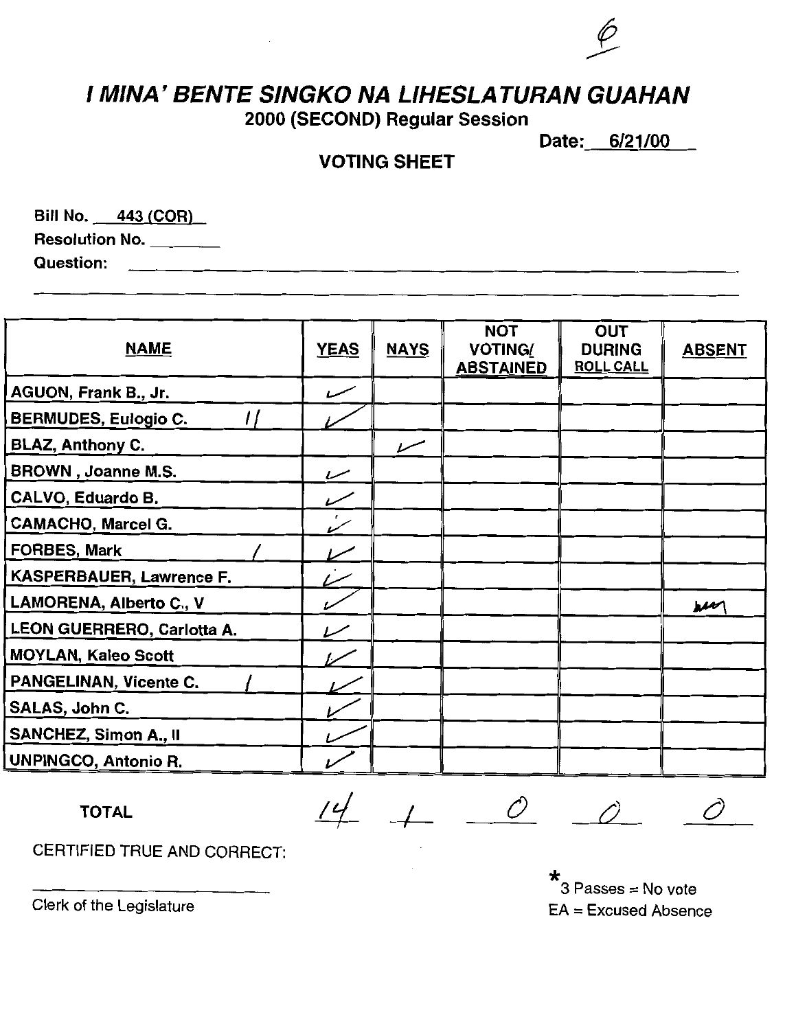6

# I MINA' BENTE SINGKO NA LIHESLATURAN GUAHAN

**2000 (SECOND) Regular Session**

**Date:** 6/21/00

**VOTING SHEET**

**Bill No.** 443 (COR)

**Resolution No.** ________

**Question:** ________________________________________

| NAME | YEAS | NAYS | NOT VOTING/ ABSTAINED | OUT DURING ROLL CALL | ABSENT |
|---|---|---|---|---|---|
| AGUON, Frank B., Jr. | ✓ | | | | |
| BERMUDES, Eulogio C. // | ✓ | | | | |
| BLAZ, Anthony C. | | ✓ | | | |
| BROWN, Joanne M.S. | ✓ | | | | |
| CALVO, Eduardo B. | ✓ | | | | |
| CAMACHO, Marcel G. | ✓ | | | | |
| FORBES, Mark / | ✓ | | | | |
| KASPERBAUER, Lawrence F. | ✓ | | | | |
| LAMORENA, Alberto C., V | ✓ | | | | bm |
| LEON GUERRERO, Carlotta A. | ✓ | | | | |
| MOYLAN, Kaleo Scott | ✓ | | | | |
| PANGELINAN, Vicente C. / | ✓ | | | | |
| SALAS, John C. | ✓ | | | | |
| SANCHEZ, Simon A., II | ✓ | | | | |
| UNPINGCO, Antonio R. | ✓ | | | | |
| **TOTAL** | 14 | 1 | 0 | 0 | 0 |

CERTIFIED TRUE AND CORRECT:

______________________

Clerk of the Legislature

\* 3 Passes = No vote

EA = Excused Absence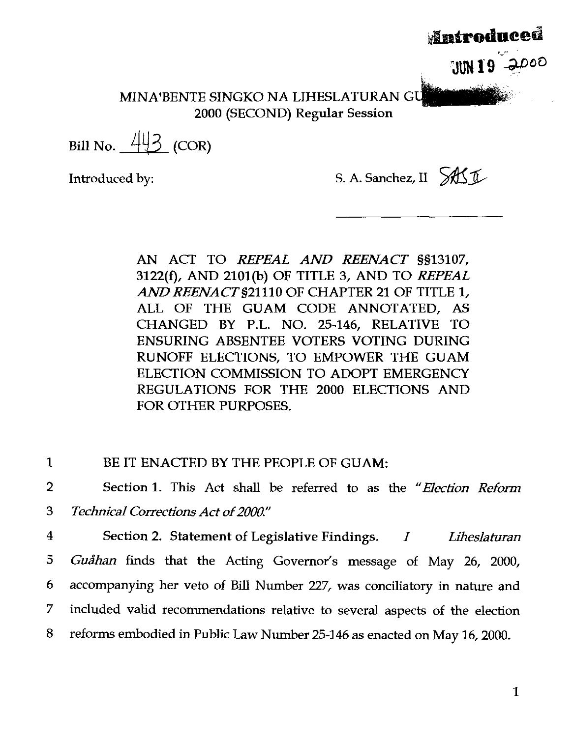**Introduced**

JUN 19 2000

MINA'BENTE SINGKO NA LIHESLATURAN GUÅHAN
2000 (SECOND) Regular Session

Bill No. 443 (COR)

Introduced by: S. A. Sanchez, II

AN ACT TO *REPEAL AND REENACT* §§13107, 3122(f), AND 2101(b) OF TITLE 3, AND TO *REPEAL AND REENACT* §21110 OF CHAPTER 21 OF TITLE 1, ALL OF THE GUAM CODE ANNOTATED, AS CHANGED BY P.L. NO. 25-146, RELATIVE TO ENSURING ABSENTEE VOTERS VOTING DURING RUNOFF ELECTIONS, TO EMPOWER THE GUAM ELECTION COMMISSION TO ADOPT EMERGENCY REGULATIONS FOR THE 2000 ELECTIONS AND FOR OTHER PURPOSES.

1 BE IT ENACTED BY THE PEOPLE OF GUAM:

2 Section 1. This Act shall be referred to as the *"Election Reform*
3 *Technical Corrections Act of 2000."*

4 Section 2. Statement of Legislative Findings. *I Liheslaturan*
5 *Guåhan* finds that the Acting Governor's message of May 26, 2000,
6 accompanying her veto of Bill Number 227, was conciliatory in nature and
7 included valid recommendations relative to several aspects of the election
8 reforms embodied in Public Law Number 25-146 as enacted on May 16, 2000.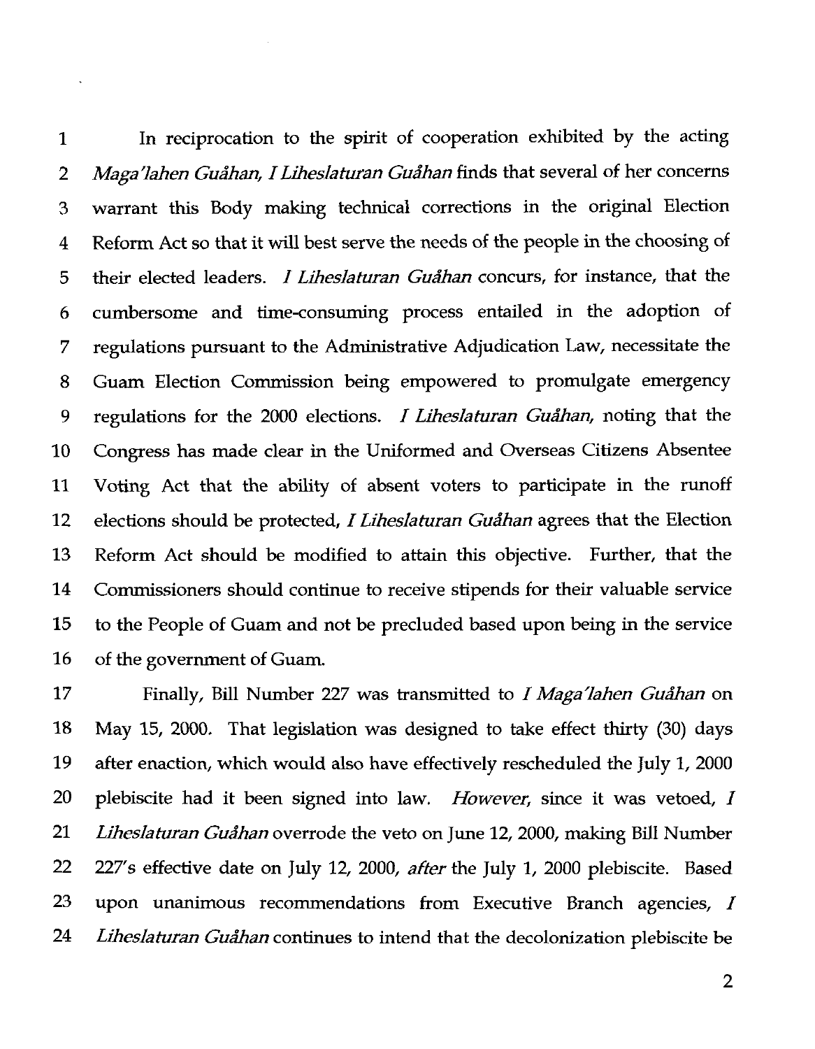In reciprocation to the spirit of cooperation exhibited by the acting *Maga'lahen Guåhan, I Liheslaturan Guåhan* finds that several of her concerns warrant this Body making technical corrections in the original Election Reform Act so that it will best serve the needs of the people in the choosing of their elected leaders. *I Liheslaturan Guåhan* concurs, for instance, that the cumbersome and time-consuming process entailed in the adoption of regulations pursuant to the Administrative Adjudication Law, necessitate the Guam Election Commission being empowered to promulgate emergency regulations for the 2000 elections. *I Liheslaturan Guåhan*, noting that the Congress has made clear in the Uniformed and Overseas Citizens Absentee Voting Act that the ability of absent voters to participate in the runoff elections should be protected, *I Liheslaturan Guåhan* agrees that the Election Reform Act should be modified to attain this objective. Further, that the Commissioners should continue to receive stipends for their valuable service to the People of Guam and not be precluded based upon being in the service of the government of Guam.

Finally, Bill Number 227 was transmitted to *I Maga'lahen Guåhan* on May 15, 2000. That legislation was designed to take effect thirty (30) days after enaction, which would also have effectively rescheduled the July 1, 2000 plebiscite had it been signed into law. *However*, since it was vetoed, *I Liheslaturan Guåhan* overrode the veto on June 12, 2000, making Bill Number 227's effective date on July 12, 2000, *after* the July 1, 2000 plebiscite. Based upon unanimous recommendations from Executive Branch agencies, *I Liheslaturan Guåhan* continues to intend that the decolonization plebiscite be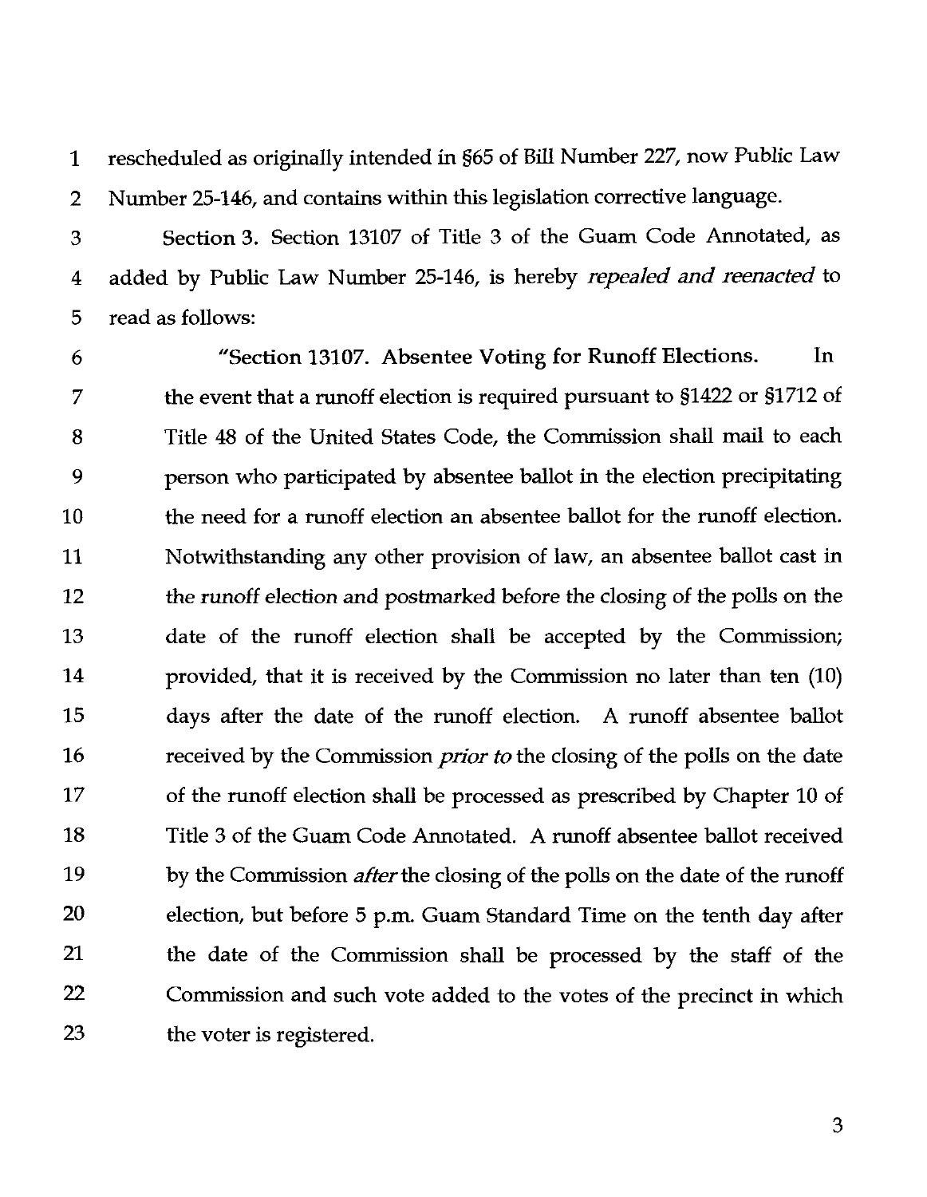rescheduled as originally intended in §65 of Bill Number 227, now Public Law Number 25-146, and contains within this legislation corrective language.

Section 3. Section 13107 of Title 3 of the Guam Code Annotated, as added by Public Law Number 25-146, is hereby *repealed and reenacted* to read as follows:

> "Section 13107. Absentee Voting for Runoff Elections. In the event that a runoff election is required pursuant to §1422 or §1712 of Title 48 of the United States Code, the Commission shall mail to each person who participated by absentee ballot in the election precipitating the need for a runoff election an absentee ballot for the runoff election. Notwithstanding any other provision of law, an absentee ballot cast in the runoff election and postmarked before the closing of the polls on the date of the runoff election shall be accepted by the Commission; provided, that it is received by the Commission no later than ten (10) days after the date of the runoff election. A runoff absentee ballot received by the Commission *prior to* the closing of the polls on the date of the runoff election shall be processed as prescribed by Chapter 10 of Title 3 of the Guam Code Annotated. A runoff absentee ballot received by the Commission *after* the closing of the polls on the date of the runoff election, but before 5 p.m. Guam Standard Time on the tenth day after the date of the Commission shall be processed by the staff of the Commission and such vote added to the votes of the precinct in which the voter is registered.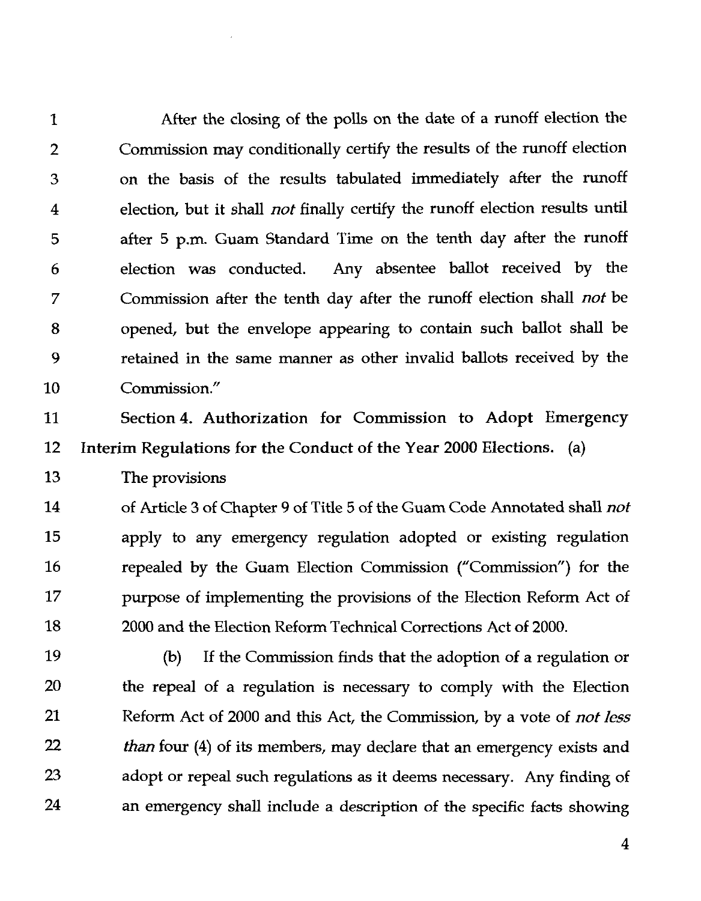After the closing of the polls on the date of a runoff election the Commission may conditionally certify the results of the runoff election on the basis of the results tabulated immediately after the runoff election, but it shall *not* finally certify the runoff election results until after 5 p.m. Guam Standard Time on the tenth day after the runoff election was conducted. Any absentee ballot received by the Commission after the tenth day after the runoff election shall *not* be opened, but the envelope appearing to contain such ballot shall be retained in the same manner as other invalid ballots received by the Commission."

**Section 4. Authorization for Commission to Adopt Emergency Interim Regulations for the Conduct of the Year 2000 Elections.** (a) The provisions of Article 3 of Chapter 9 of Title 5 of the Guam Code Annotated shall *not* apply to any emergency regulation adopted or existing regulation repealed by the Guam Election Commission ("Commission") for the purpose of implementing the provisions of the Election Reform Act of 2000 and the Election Reform Technical Corrections Act of 2000.

(b) If the Commission finds that the adoption of a regulation or the repeal of a regulation is necessary to comply with the Election Reform Act of 2000 and this Act, the Commission, by a vote of *not less than* four (4) of its members, may declare that an emergency exists and adopt or repeal such regulations as it deems necessary. Any finding of an emergency shall include a description of the specific facts showing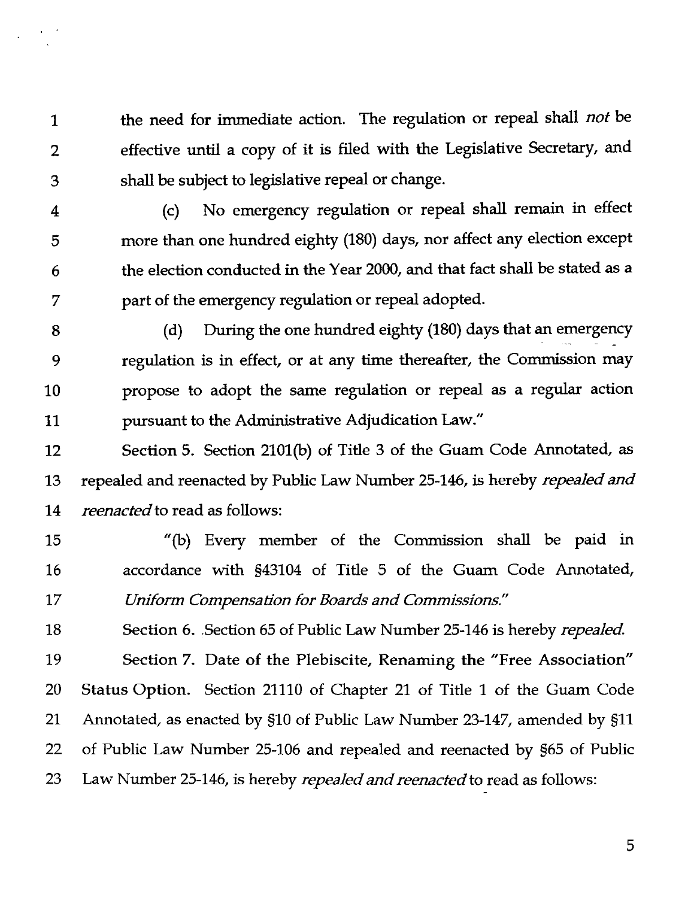the need for immediate action. The regulation or repeal shall *not* be effective until a copy of it is filed with the Legislative Secretary, and shall be subject to legislative repeal or change.

(c) No emergency regulation or repeal shall remain in effect more than one hundred eighty (180) days, nor affect any election except the election conducted in the Year 2000, and that fact shall be stated as a part of the emergency regulation or repeal adopted.

(d) During the one hundred eighty (180) days that an emergency regulation is in effect, or at any time thereafter, the Commission may propose to adopt the same regulation or repeal as a regular action pursuant to the Administrative Adjudication Law."

Section 5. Section 2101(b) of Title 3 of the Guam Code Annotated, as repealed and reenacted by Public Law Number 25-146, is hereby *repealed and reenacted* to read as follows:

"(b) Every member of the Commission shall be paid in accordance with §43104 of Title 5 of the Guam Code Annotated, *Uniform Compensation for Boards and Commissions.*"

Section 6. Section 65 of Public Law Number 25-146 is hereby *repealed.*

Section 7. Date of the Plebiscite, Renaming the "Free Association" Status Option. Section 21110 of Chapter 21 of Title 1 of the Guam Code Annotated, as enacted by §10 of Public Law Number 23-147, amended by §11 of Public Law Number 25-106 and repealed and reenacted by §65 of Public Law Number 25-146, is hereby *repealed and reenacted* to read as follows: